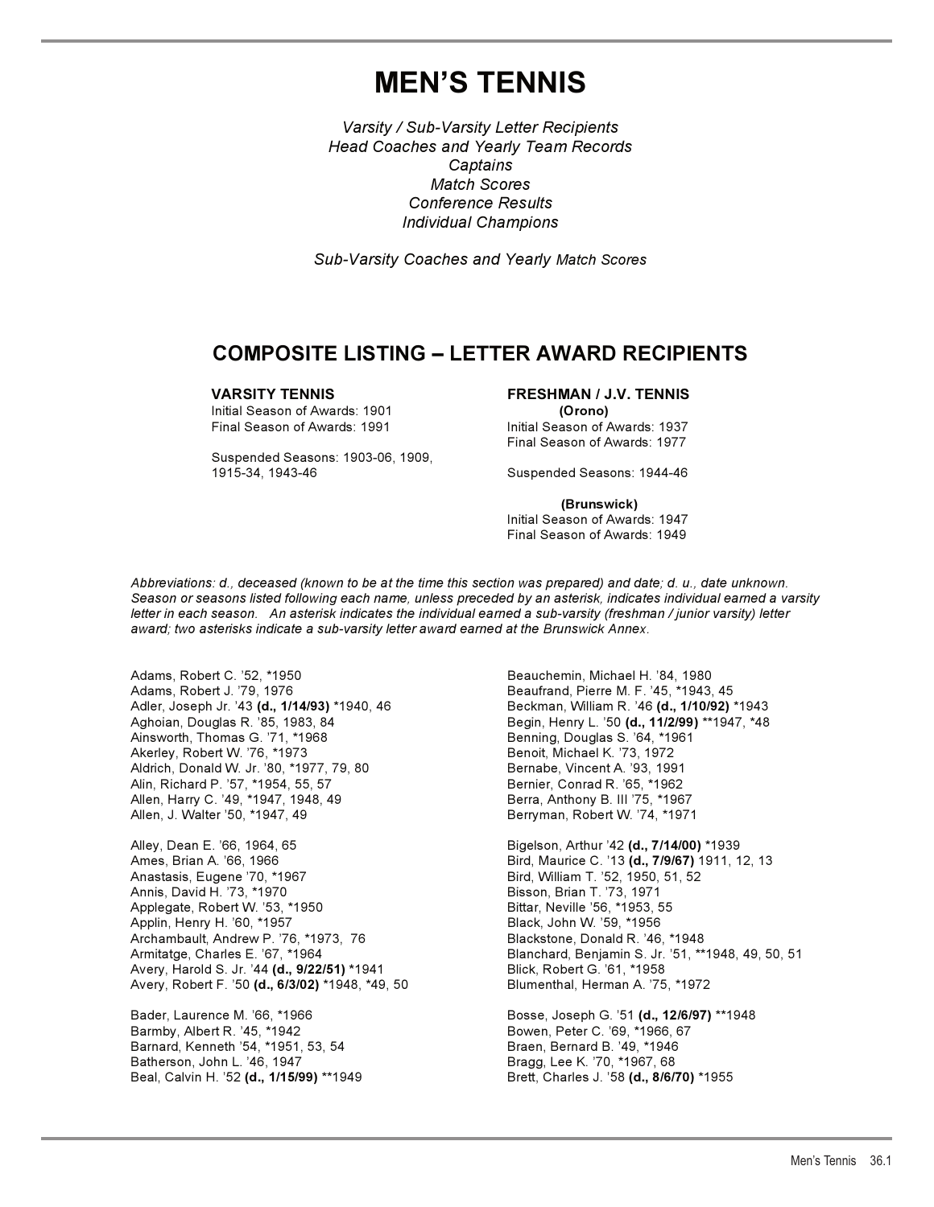# MEN'S TENNIS

*Varsity / Sub-Varsity Letter Recipients*
*Head Coaches and Yearly Team Records*
*Captains*
*Match Scores*
*Conference Results*
*Individual Champions*

*Sub-Varsity Coaches and Yearly Match Scores*

## COMPOSITE LISTING – LETTER AWARD RECIPIENTS

**VARSITY TENNIS**
Initial Season of Awards: 1901
Final Season of Awards: 1991

Suspended Seasons: 1903-06, 1909, 1915-34, 1943-46

**FRESHMAN / J.V. TENNIS**

**(Orono)**
Initial Season of Awards: 1937
Final Season of Awards: 1977

Suspended Seasons: 1944-46

**(Brunswick)**
Initial Season of Awards: 1947
Final Season of Awards: 1949

*Abbreviations: d., deceased (known to be at the time this section was prepared) and date; d. u., date unknown. Season or seasons listed following each name, unless preceded by an asterisk, indicates individual earned a varsity letter in each season. An asterisk indicates the individual earned a sub-varsity (freshman / junior varsity) letter award; two asterisks indicate a sub-varsity letter award earned at the Brunswick Annex.*

Adams, Robert C. '52, *1950
Adams, Robert J. '79, 1976
Adler, Joseph Jr. '43 **(d., 1/14/93)** *1940, 46
Aghoian, Douglas R. '85, 1983, 84
Ainsworth, Thomas G. '71, *1968
Akerley, Robert W. '76, *1973
Aldrich, Donald W. Jr. '80, *1977, 79, 80
Alin, Richard P. '57, *1954, 55, 57
Allen, Harry C. '49, *1947, 1948, 49
Allen, J. Walter '50, *1947, 49

Alley, Dean E. '66, 1964, 65
Ames, Brian A. '66, 1966
Anastasis, Eugene '70, *1967
Annis, David H. '73, *1970
Applegate, Robert W. '53, *1950
Applin, Henry H. '60, *1957
Archambault, Andrew P. '76, *1973, 76
Armitatge, Charles E. '67, *1964
Avery, Harold S. Jr. '44 **(d., 9/22/51)** *1941
Avery, Robert F. '50 **(d., 6/3/02)** *1948, *49, 50

Bader, Laurence M. '66, *1966
Barmby, Albert R. '45, *1942
Barnard, Kenneth '54, *1951, 53, 54
Batherson, John L. '46, 1947
Beal, Calvin H. '52 **(d., 1/15/99)** **1949

Beauchemin, Michael H. '84, 1980
Beaufrand, Pierre M. F. '45, *1943, 45
Beckman, William R. '46 **(d., 1/10/92)** *1943
Begin, Henry L. '50 **(d., 11/2/99)** **1947, *48
Benning, Douglas S. '64, *1961
Benoit, Michael K. '73, 1972
Bernabe, Vincent A. '93, 1991
Bernier, Conrad R. '65, *1962
Berra, Anthony B. III '75, *1967
Berryman, Robert W. '74, *1971

Bigelson, Arthur '42 **(d., 7/14/00)** *1939
Bird, Maurice C. '13 **(d., 7/9/67)** 1911, 12, 13
Bird, William T. '52, 1950, 51, 52
Bisson, Brian T. '73, 1971
Bittar, Neville '56, *1953, 55
Black, John W. '59, *1956
Blackstone, Donald R. '46, *1948
Blanchard, Benjamin S. Jr. '51, **1948, 49, 50, 51
Blick, Robert G. '61, *1958
Blumenthal, Herman A. '75, *1972

Bosse, Joseph G. '51 **(d., 12/6/97)** **1948
Bowen, Peter C. '69, *1966, 67
Braen, Bernard B. '49, *1946
Bragg, Lee K. '70, *1967, 68
Brett, Charles J. '58 **(d., 8/6/70)** *1955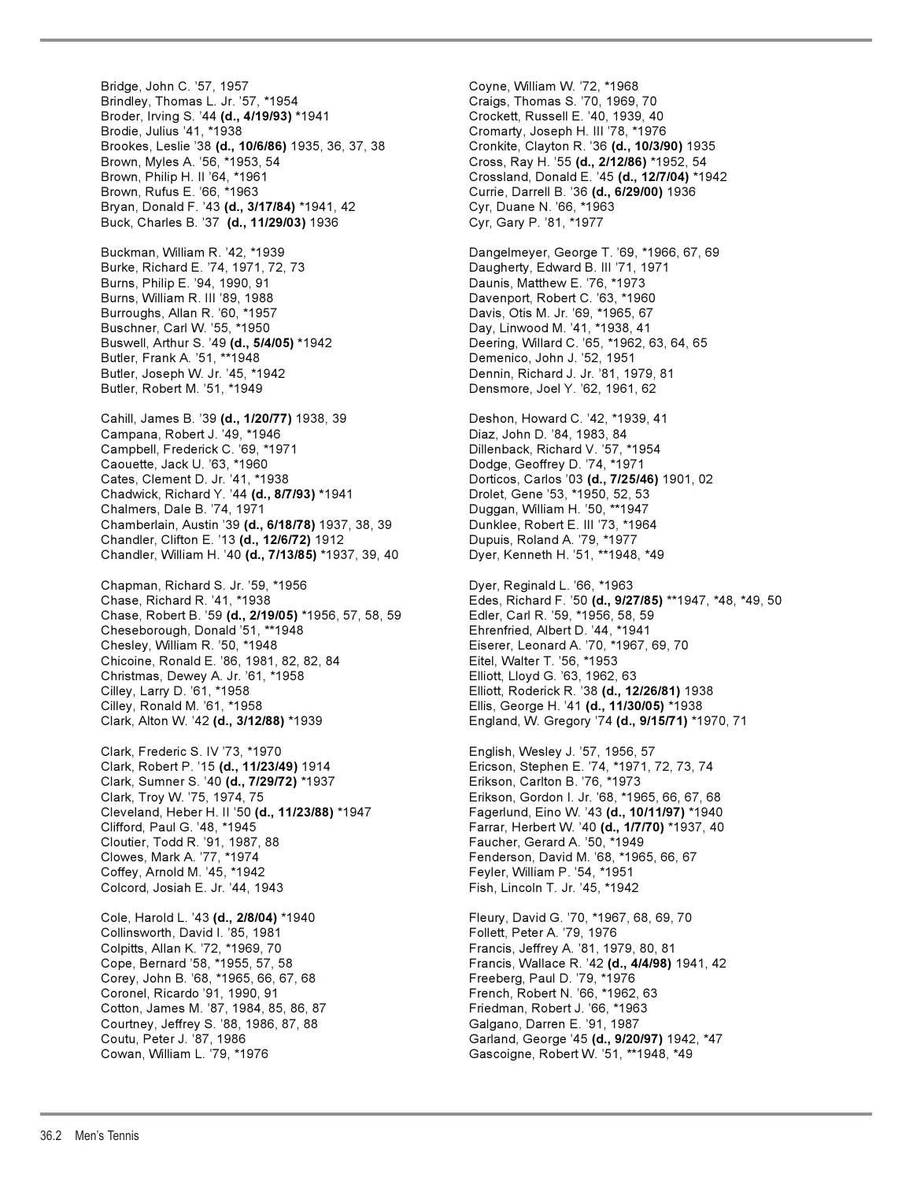Bridge, John C. ’57, 1957
Brindley, Thomas L. Jr. ’57, *1954
Broder, Irving S. ’44 **(d., 4/19/93)** *1941
Brodie, Julius ’41, *1938
Brookes, Leslie ’38 **(d., 10/6/86)** 1935, 36, 37, 38
Brown, Myles A. ’56, *1953, 54
Brown, Philip H. II ’64, *1961
Brown, Rufus E. ’66, *1963
Bryan, Donald F. ’43 **(d., 3/17/84)** *1941, 42
Buck, Charles B. ’37 **(d., 11/29/03)** 1936

Buckman, William R. ’42, *1939
Burke, Richard E. ’74, 1971, 72, 73
Burns, Philip E. ’94, 1990, 91
Burns, William R. III ’89, 1988
Burroughs, Allan R. ’60, *1957
Buschner, Carl W. ’55, *1950
Buswell, Arthur S. ’49 **(d., 5/4/05)** *1942
Butler, Frank A. ’51, **1948
Butler, Joseph W. Jr. ’45, *1942
Butler, Robert M. ’51, *1949

Cahill, James B. ’39 **(d., 1/20/77)** 1938, 39
Campana, Robert J. ’49, *1946
Campbell, Frederick C. ’69, *1971
Caouette, Jack U. ’63, *1960
Cates, Clement D. Jr. ’41, *1938
Chadwick, Richard Y. ’44 **(d., 8/7/93)** *1941
Chalmers, Dale B. ’74, 1971
Chamberlain, Austin ’39 **(d., 6/18/78)** 1937, 38, 39
Chandler, Clifton E. ’13 **(d., 12/6/72)** 1912
Chandler, William H. ’40 **(d., 7/13/85)** *1937, 39, 40

Chapman, Richard S. Jr. ’59, *1956
Chase, Richard R. ’41, *1938
Chase, Robert B. ’59 **(d., 2/19/05)** *1956, 57, 58, 59
Cheseborough, Donald ’51, **1948
Chesley, William R. ’50, *1948
Chicoine, Ronald E. ’86, 1981, 82, 82, 84
Christmas, Dewey A. Jr. ’61, *1958
Cilley, Larry D. ’61, *1958
Cilley, Ronald M. ’61, *1958
Clark, Alton W. ’42 **(d., 3/12/88)** *1939

Clark, Frederic S. IV ’73, *1970
Clark, Robert P. ’15 **(d., 11/23/49)** 1914
Clark, Sumner S. ’40 **(d., 7/29/72)** *1937
Clark, Troy W. ’75, 1974, 75
Cleveland, Heber H. II ’50 **(d., 11/23/88)** *1947
Clifford, Paul G. ’48, *1945
Cloutier, Todd R. ’91, 1987, 88
Clowes, Mark A. ’77, *1974
Coffey, Arnold M. ’45, *1942
Colcord, Josiah E. Jr. ’44, 1943

Cole, Harold L. ’43 **(d., 2/8/04)** *1940
Collinsworth, David I. ’85, 1981
Colpitts, Allan K. ’72, *1969, 70
Cope, Bernard ’58, *1955, 57, 58
Corey, John B. ’68, *1965, 66, 67, 68
Coronel, Ricardo ’91, 1990, 91
Cotton, James M. ’87, 1984, 85, 86, 87
Courtney, Jeffrey S. ’88, 1986, 87, 88
Coutu, Peter J. ’87, 1986
Cowan, William L. ’79, *1976

Coyne, William W. ’72, *1968
Craigs, Thomas S. ’70, 1969, 70
Crockett, Russell E. ’40, 1939, 40
Cromarty, Joseph H. III ’78, *1976
Cronkite, Clayton R. ’36 **(d., 10/3/90)** 1935
Cross, Ray H. ’55 **(d., 2/12/86)** *1952, 54
Crossland, Donald E. ’45 **(d., 12/7/04)** *1942
Currie, Darrell B. ’36 **(d., 6/29/00)** 1936
Cyr, Duane N. ’66, *1963
Cyr, Gary P. ’81, *1977

Dangelmeyer, George T. ’69, *1966, 67, 69
Daugherty, Edward B. III ’71, 1971
Daunis, Matthew E. ’76, *1973
Davenport, Robert C. ’63, *1960
Davis, Otis M. Jr. ’69, *1965, 67
Day, Linwood M. ’41, *1938, 41
Deering, Willard C. ’65, *1962, 63, 64, 65
Demenico, John J. ’52, 1951
Dennin, Richard J. Jr. ’81, 1979, 81
Densmore, Joel Y. ’62, 1961, 62

Deshon, Howard C. ’42, *1939, 41
Diaz, John D. ’84, 1983, 84
Dillenback, Richard V. ’57, *1954
Dodge, Geoffrey D. ’74, *1971
Dorticos, Carlos ’03 **(d., 7/25/46)** 1901, 02
Drolet, Gene ’53, *1950, 52, 53
Duggan, William H. ’50, **1947
Dunklee, Robert E. III ’73, *1964
Dupuis, Roland A. ’79, *1977
Dyer, Kenneth H. ’51, **1948, *49

Dyer, Reginald L. ’66, *1963
Edes, Richard F. ’50 **(d., 9/27/85)** **1947, *48, *49, 50
Edler, Carl R. ’59, *1956, 58, 59
Ehrenfried, Albert D. ’44, *1941
Eiserer, Leonard A. ’70, *1967, 69, 70
Eitel, Walter T. ’56, *1953
Elliott, Lloyd G. ’63, 1962, 63
Elliott, Roderick R. ’38 **(d., 12/26/81)** 1938
Ellis, George H. ’41 **(d., 11/30/05)** *1938
England, W. Gregory ’74 **(d., 9/15/71)** *1970, 71

English, Wesley J. ’57, 1956, 57
Ericson, Stephen E. ’74, *1971, 72, 73, 74
Erikson, Carlton B. ’76, *1973
Erikson, Gordon I. Jr. ’68, *1965, 66, 67, 68
Fagerlund, Eino W. ’43 **(d., 10/11/97)** *1940
Farrar, Herbert W. ’40 **(d., 1/7/70)** *1937, 40
Faucher, Gerard A. ’50, *1949
Fenderson, David M. ’68, *1965, 66, 67
Feyler, William P. ’54, *1951
Fish, Lincoln T. Jr. ’45, *1942

Fleury, David G. ’70, *1967, 68, 69, 70
Follett, Peter A. ’79, 1976
Francis, Jeffrey A. ’81, 1979, 80, 81
Francis, Wallace R. ’42 **(d., 4/4/98)** 1941, 42
Freeberg, Paul D. ’79, *1976
French, Robert N. ’66, *1962, 63
Friedman, Robert J. ’66, *1963
Galgano, Darren E. ’91, 1987
Garland, George ’45 **(d., 9/20/97)** 1942, *47
Gascoigne, Robert W. ’51, **1948, *49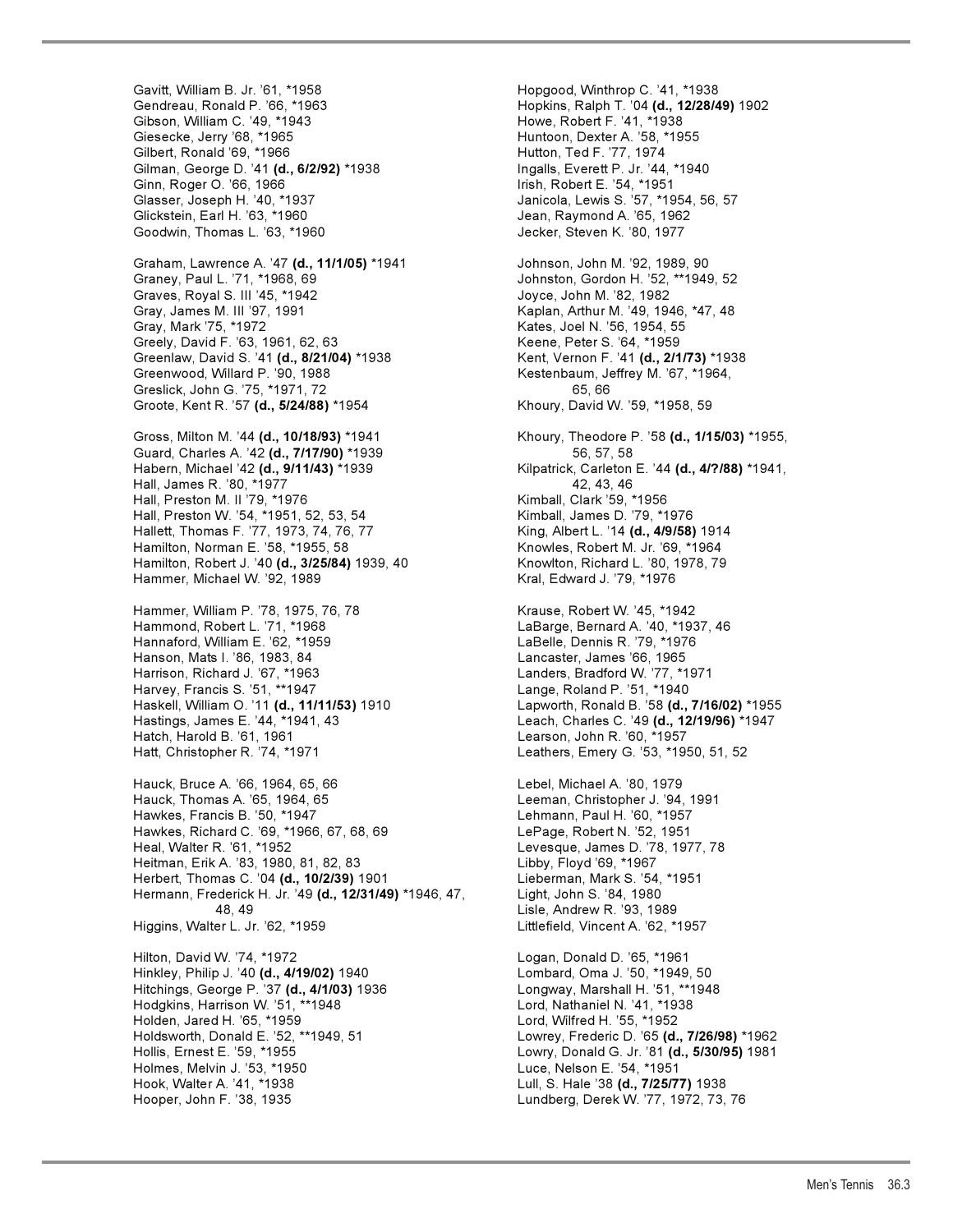Gavitt, William B. Jr. ’61, *1958
Gendreau, Ronald P. ’66, *1963
Gibson, William C. ’49, *1943
Giesecke, Jerry ’68, *1965
Gilbert, Ronald ’69, *1966
Gilman, George D. ’41 **(d., 6/2/92)** *1938
Ginn, Roger O. ’66, 1966
Glasser, Joseph H. ’40, *1937
Glickstein, Earl H. ’63, *1960
Goodwin, Thomas L. ’63, *1960

Graham, Lawrence A. ’47 **(d., 11/1/05)** *1941
Graney, Paul L. ’71, *1968, 69
Graves, Royal S. III ’45, *1942
Gray, James M. III ’97, 1991
Gray, Mark ’75, *1972
Greely, David F. ’63, 1961, 62, 63
Greenlaw, David S. ’41 **(d., 8/21/04)** *1938
Greenwood, Willard P. ’90, 1988
Greslick, John G. ’75, *1971, 72
Groote, Kent R. ’57 **(d., 5/24/88)** *1954

Gross, Milton M. ’44 **(d., 10/18/93)** *1941
Guard, Charles A. ’42 **(d., 7/17/90)** *1939
Habern, Michael ’42 **(d., 9/11/43)** *1939
Hall, James R. ’80, *1977
Hall, Preston M. II ’79, *1976
Hall, Preston W. ’54, *1951, 52, 53, 54
Hallett, Thomas F. ’77, 1973, 74, 76, 77
Hamilton, Norman E. ’58, *1955, 58
Hamilton, Robert J. ’40 **(d., 3/25/84)** 1939, 40
Hammer, Michael W. ’92, 1989

Hammer, William P. ’78, 1975, 76, 78
Hammond, Robert L. ’71, *1968
Hannaford, William E. ’62, *1959
Hanson, Mats I. ’86, 1983, 84
Harrison, Richard J. ’67, *1963
Harvey, Francis S. ’51, **1947
Haskell, William O. ’11 **(d., 11/11/53)** 1910
Hastings, James E. ’44, *1941, 43
Hatch, Harold B. ’61, 1961
Hatt, Christopher R. ’74, *1971

Hauck, Bruce A. ’66, 1964, 65, 66
Hauck, Thomas A. ’65, 1964, 65
Hawkes, Francis B. ’50, *1947
Hawkes, Richard C. ’69, *1966, 67, 68, 69
Heal, Walter R. ’61, *1952
Heitman, Erik A. ’83, 1980, 81, 82, 83
Herbert, Thomas C. ’04 **(d., 10/2/39)** 1901
Hermann, Frederick H. Jr. ’49 **(d., 12/31/49)** *1946, 47, 48, 49
Higgins, Walter L. Jr. ’62, *1959

Hilton, David W. ’74, *1972
Hinkley, Philip J. ’40 **(d., 4/19/02)** 1940
Hitchings, George P. ’37 **(d., 4/1/03)** 1936
Hodgkins, Harrison W. ’51, **1948
Holden, Jared H. ’65, *1959
Holdsworth, Donald E. ’52, **1949, 51
Hollis, Ernest E. ’59, *1955
Holmes, Melvin J. ’53, *1950
Hook, Walter A. ’41, *1938
Hooper, John F. ’38, 1935

Hopgood, Winthrop C. ’41, *1938
Hopkins, Ralph T. ’04 **(d., 12/28/49)** 1902
Howe, Robert F. ’41, *1938
Huntoon, Dexter A. ’58, *1955
Hutton, Ted F. ’77, 1974
Ingalls, Everett P. Jr. ’44, *1940
Irish, Robert E. ’54, *1951
Janicola, Lewis S. ’57, *1954, 56, 57
Jean, Raymond A. ’65, 1962
Jecker, Steven K. ’80, 1977

Johnson, John M. ’92, 1989, 90
Johnston, Gordon H. ’52, **1949, 52
Joyce, John M. ’82, 1982
Kaplan, Arthur M. ’49, 1946, *47, 48
Kates, Joel N. ’56, 1954, 55
Keene, Peter S. ’64, *1959
Kent, Vernon F. ’41 **(d., 2/1/73)** *1938
Kestenbaum, Jeffrey M. ’67, *1964, 65, 66
Khoury, David W. ’59, *1958, 59

Khoury, Theodore P. ’58 **(d., 1/15/03)** *1955, 56, 57, 58
Kilpatrick, Carleton E. ’44 **(d., 4/?/88)** *1941, 42, 43, 46
Kimball, Clark ’59, *1956
Kimball, James D. ’79, *1976
King, Albert L. ’14 **(d., 4/9/58)** 1914
Knowles, Robert M. Jr. ’69, *1964
Knowlton, Richard L. ’80, 1978, 79
Kral, Edward J. ’79, *1976

Krause, Robert W. ’45, *1942
LaBarge, Bernard A. ’40, *1937, 46
LaBelle, Dennis R. ’79, *1976
Lancaster, James ’66, 1965
Landers, Bradford W. ’77, *1971
Lange, Roland P. ’51, *1940
Lapworth, Ronald B. ’58 **(d., 7/16/02)** *1955
Leach, Charles C. ’49 **(d., 12/19/96)** *1947
Learson, John R. ’60, *1957
Leathers, Emery G. ’53, *1950, 51, 52

Lebel, Michael A. ’80, 1979
Leeman, Christopher J. ’94, 1991
Lehmann, Paul H. ’60, *1957
LePage, Robert N. ’52, 1951
Levesque, James D. ’78, 1977, 78
Libby, Floyd ’69, *1967
Lieberman, Mark S. ’54, *1951
Light, John S. ’84, 1980
Lisle, Andrew R. ’93, 1989
Littlefield, Vincent A. ’62, *1957

Logan, Donald D. ’65, *1961
Lombard, Oma J. ’50, *1949, 50
Longway, Marshall H. ’51, **1948
Lord, Nathaniel N. ’41, *1938
Lord, Wilfred H. ’55, *1952
Lowrey, Frederic D. ’65 **(d., 7/26/98)** *1962
Lowry, Donald G. Jr. ’81 **(d., 5/30/95)** 1981
Luce, Nelson E. ’54, *1951
Lull, S. Hale ’38 **(d., 7/25/77)** 1938
Lundberg, Derek W. ’77, 1972, 73, 76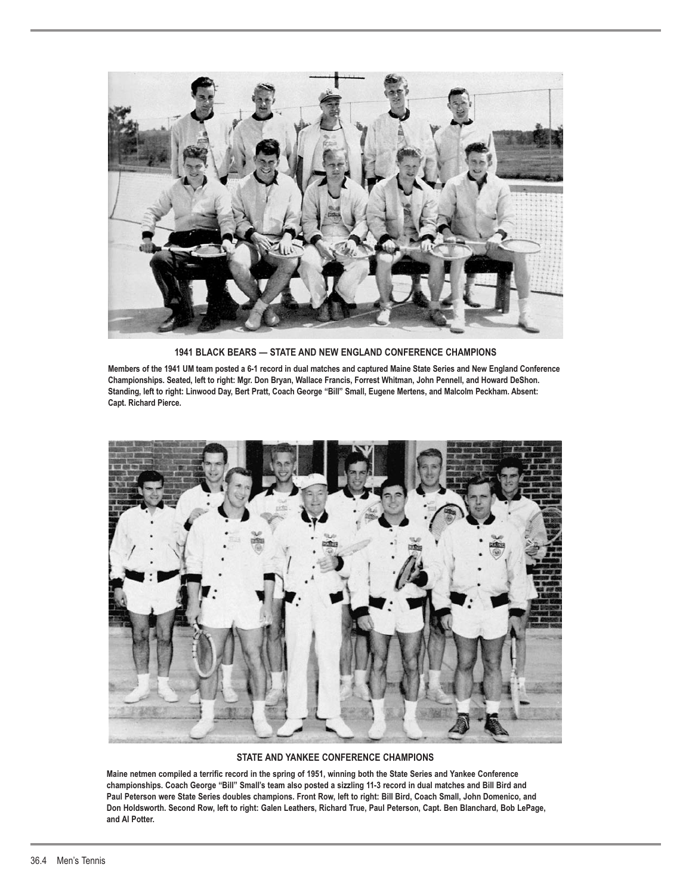**1941 BLACK BEARS — STATE AND NEW ENGLAND CONFERENCE CHAMPIONS**

**Members of the 1941 UM team posted a 6-1 record in dual matches and captured Maine State Series and New England Conference Championships. Seated, left to right: Mgr. Don Bryan, Wallace Francis, Forrest Whitman, John Pennell, and Howard DeShon. Standing, left to right: Linwood Day, Bert Pratt, Coach George "Bill" Small, Eugene Mertens, and Malcolm Peckham. Absent: Capt. Richard Pierce.**

**STATE AND YANKEE CONFERENCE CHAMPIONS**

**Maine netmen compiled a terrific record in the spring of 1951, winning both the State Series and Yankee Conference championships. Coach George "Bill" Small's team also posted a sizzling 11-3 record in dual matches and Bill Bird and Paul Peterson were State Series doubles champions. Front Row, left to right: Bill Bird, Coach Small, John Domenico, and Don Holdsworth. Second Row, left to right: Galen Leathers, Richard True, Paul Peterson, Capt. Ben Blanchard, Bob LePage, and Al Potter.**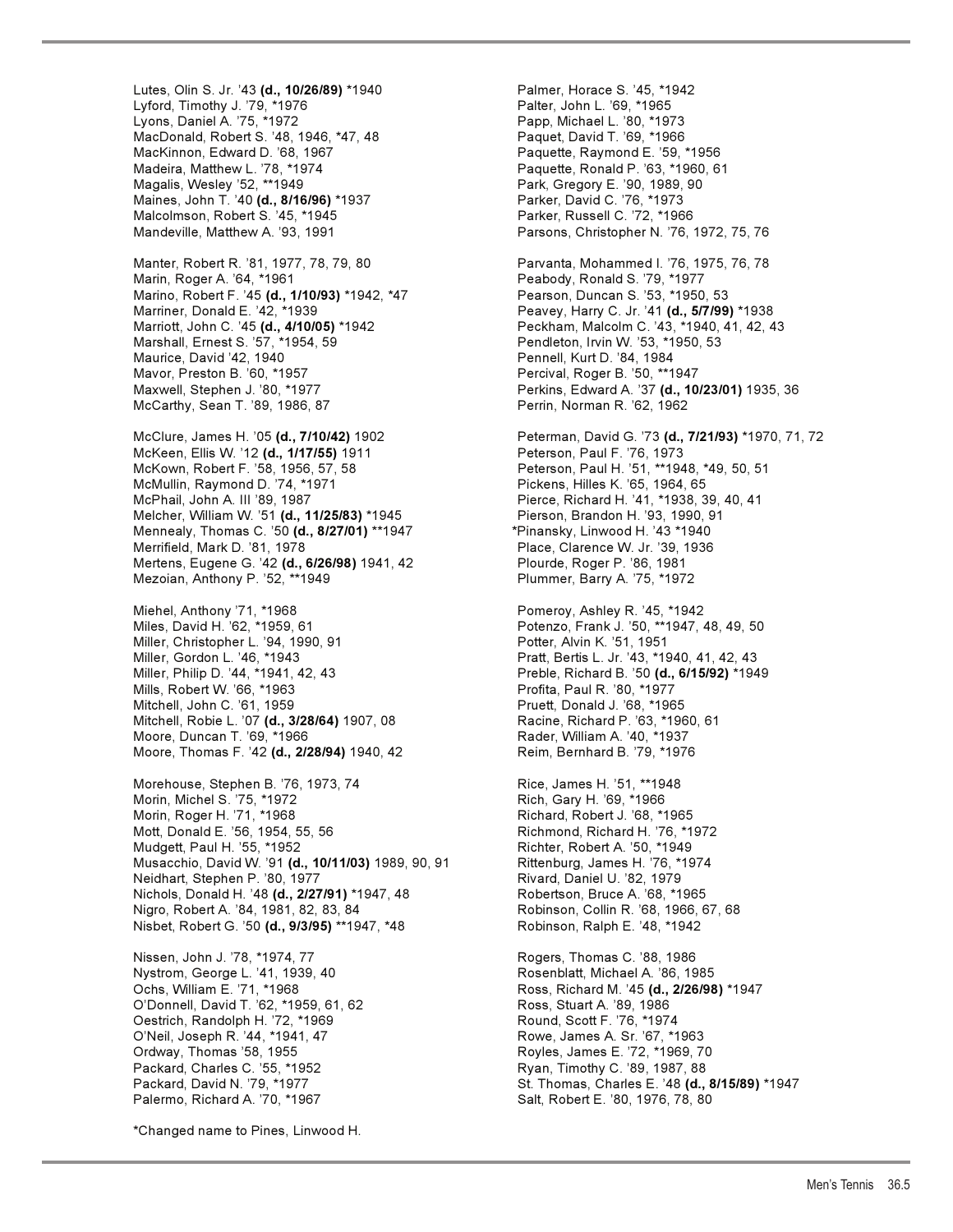Lutes, Olin S. Jr. ’43 **(d., 10/26/89)** *1940
Lyford, Timothy J. ’79, *1976
Lyons, Daniel A. ’75, *1972
MacDonald, Robert S. ’48, 1946, *47, 48
MacKinnon, Edward D. ’68, 1967
Madeira, Matthew L. ’78, *1974
Magalis, Wesley ’52, **1949
Maines, John T. ’40 **(d., 8/16/96)** *1937
Malcolmson, Robert S. ’45, *1945
Mandeville, Matthew A. ’93, 1991

Manter, Robert R. ’81, 1977, 78, 79, 80
Marin, Roger A. ’64, *1961
Marino, Robert F. ’45 **(d., 1/10/93)** *1942, *47
Marriner, Donald E. ’42, *1939
Marriott, John C. ’45 **(d., 4/10/05)** *1942
Marshall, Ernest S. ’57, *1954, 59
Maurice, David ’42, 1940
Mavor, Preston B. ’60, *1957
Maxwell, Stephen J. ’80, *1977
McCarthy, Sean T. ’89, 1986, 87

McClure, James H. ’05 **(d., 7/10/42)** 1902
McKeen, Ellis W. ’12 **(d., 1/17/55)** 1911
McKown, Robert F. ’58, 1956, 57, 58
McMullin, Raymond D. ’74, *1971
McPhail, John A. III ’89, 1987
Melcher, William W. ’51 **(d., 11/25/83)** *1945
Mennealy, Thomas C. ’50 **(d., 8/27/01)** **1947
Merrifield, Mark D. ’81, 1978
Mertens, Eugene G. ’42 **(d., 6/26/98)** 1941, 42
Mezoian, Anthony P. ’52, **1949

Miehel, Anthony ’71, *1968
Miles, David H. ’62, *1959, 61
Miller, Christopher L. ’94, 1990, 91
Miller, Gordon L. ’46, *1943
Miller, Philip D. ’44, *1941, 42, 43
Mills, Robert W. ’66, *1963
Mitchell, John C. ’61, 1959
Mitchell, Robie L. ’07 **(d., 3/28/64)** 1907, 08
Moore, Duncan T. ’69, *1966
Moore, Thomas F. ’42 **(d., 2/28/94)** 1940, 42

Morehouse, Stephen B. ’76, 1973, 74
Morin, Michel S. ’75, *1972
Morin, Roger H. ’71, *1968
Mott, Donald E. ’56, 1954, 55, 56
Mudgett, Paul H. ’55, *1952
Musacchio, David W. ’91 **(d., 10/11/03)** 1989, 90, 91
Neidhart, Stephen P. ’80, 1977
Nichols, Donald H. ’48 **(d., 2/27/91)** *1947, 48
Nigro, Robert A. ’84, 1981, 82, 83, 84
Nisbet, Robert G. ’50 **(d., 9/3/95)** **1947, *48

Nissen, John J. ’78, *1974, 77
Nystrom, George L. ’41, 1939, 40
Ochs, William E. ’71, *1968
O’Donnell, David T. ’62, *1959, 61, 62
Oestrich, Randolph H. ’72, *1969
O’Neil, Joseph R. ’44, *1941, 47
Ordway, Thomas ’58, 1955
Packard, Charles C. ’55, *1952
Packard, David N. ’79, *1977
Palermo, Richard A. ’70, *1967

Palmer, Horace S. ’45, *1942
Palter, John L. ’69, *1965
Papp, Michael L. ’80, *1973
Paquet, David T. ’69, *1966
Paquette, Raymond E. ’59, *1956
Paquette, Ronald P. ’63, *1960, 61
Park, Gregory E. ’90, 1989, 90
Parker, David C. ’76, *1973
Parker, Russell C. ’72, *1966
Parsons, Christopher N. ’76, 1972, 75, 76

Parvanta, Mohammed I. ’76, 1975, 76, 78
Peabody, Ronald S. ’79, *1977
Pearson, Duncan S. ’53, *1950, 53
Peavey, Harry C. Jr. ’41 **(d., 5/7/99)** *1938
Peckham, Malcolm C. ’43, *1940, 41, 42, 43
Pendleton, Irvin W. ’53, *1950, 53
Pennell, Kurt D. ’84, 1984
Percival, Roger B. ’50, **1947
Perkins, Edward A. ’37 **(d., 10/23/01)** 1935, 36
Perrin, Norman R. ’62, 1962

Peterman, David G. ’73 **(d., 7/21/93)** *1970, 71, 72
Peterson, Paul F. ’76, 1973
Peterson, Paul H. ’51, **1948, *49, 50, 51
Pickens, Hilles K. ’65, 1964, 65
Pierce, Richard H. ’41, *1938, 39, 40, 41
Pierson, Brandon H. ’93, 1990, 91
*Pinansky, Linwood H. ’43 *1940
Place, Clarence W. Jr. ’39, 1936
Plourde, Roger P. ’86, 1981
Plummer, Barry A. ’75, *1972

Pomeroy, Ashley R. ’45, *1942
Potenzo, Frank J. ’50, **1947, 48, 49, 50
Potter, Alvin K. ’51, 1951
Pratt, Bertis L. Jr. ’43, *1940, 41, 42, 43
Preble, Richard B. ’50 **(d., 6/15/92)** *1949
Profita, Paul R. ’80, *1977
Pruett, Donald J. ’68, *1965
Racine, Richard P. ’63, *1960, 61
Rader, William A. ’40, *1937
Reim, Bernhard B. ’79, *1976

Rice, James H. ’51, **1948
Rich, Gary H. ’69, *1966
Richard, Robert J. ’68, *1965
Richmond, Richard H. ’76, *1972
Richter, Robert A. ’50, *1949
Rittenburg, James H. ’76, *1974
Rivard, Daniel U. ’82, 1979
Robertson, Bruce A. ’68, *1965
Robinson, Collin R. ’68, 1966, 67, 68
Robinson, Ralph E. ’48, *1942

Rogers, Thomas C. ’88, 1986
Rosenblatt, Michael A. ’86, 1985
Ross, Richard M. ’45 **(d., 2/26/98)** *1947
Ross, Stuart A. ’89, 1986
Round, Scott F. ’76, *1974
Rowe, James A. Sr. ’67, *1963
Royles, James E. ’72, *1969, 70
Ryan, Timothy C. ’89, 1987, 88
St. Thomas, Charles E. ’48 **(d., 8/15/89)** *1947
Salt, Robert E. ’80, 1976, 78, 80

*Changed name to Pines, Linwood H.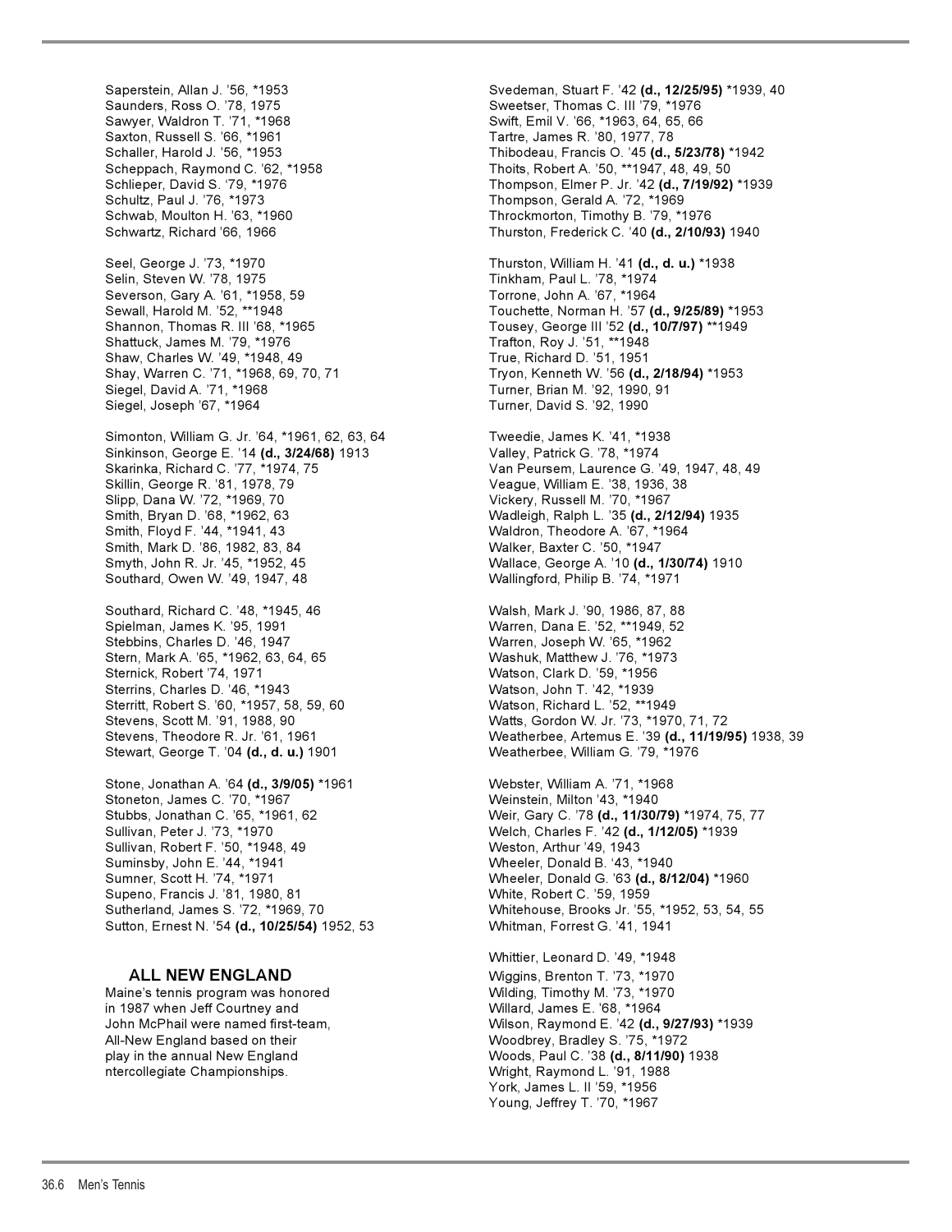Saperstein, Allan J. '56, *1953
Saunders, Ross O. '78, 1975
Sawyer, Waldron T. '71, *1968
Saxton, Russell S. '66, *1961
Schaller, Harold J. '56, *1953
Scheppach, Raymond C. '62, *1958
Schlieper, David S. '79, *1976
Schultz, Paul J. '76, *1973
Schwab, Moulton H. '63, *1960
Schwartz, Richard '66, 1966

Seel, George J. '73, *1970
Selin, Steven W. '78, 1975
Severson, Gary A. '61, *1958, 59
Sewall, Harold M. '52, **1948
Shannon, Thomas R. III '68, *1965
Shattuck, James M. '79, *1976
Shaw, Charles W. '49, *1948, 49
Shay, Warren C. '71, *1968, 69, 70, 71
Siegel, David A. '71, *1968
Siegel, Joseph '67, *1964

Simonton, William G. Jr. '64, *1961, 62, 63, 64
Sinkinson, George E. '14 **(d., 3/24/68)** 1913
Skarinka, Richard C. '77, *1974, 75
Skillin, George R. '81, 1978, 79
Slipp, Dana W. '72, *1969, 70
Smith, Bryan D. '68, *1962, 63
Smith, Floyd F. '44, *1941, 43
Smith, Mark D. '86, 1982, 83, 84
Smyth, John R. Jr. '45, *1952, 45
Southard, Owen W. '49, 1947, 48

Southard, Richard C. '48, *1945, 46
Spielman, James K. '95, 1991
Stebbins, Charles D. '46, 1947
Stern, Mark A. '65, *1962, 63, 64, 65
Sternick, Robert '74, 1971
Sterrins, Charles D. '46, *1943
Sterritt, Robert S. '60, *1957, 58, 59, 60
Stevens, Scott M. '91, 1988, 90
Stevens, Theodore R. Jr. '61, 1961
Stewart, George T. '04 **(d., d. u.)** 1901

Stone, Jonathan A. '64 **(d., 3/9/05)** *1961
Stoneton, James C. '70, *1967
Stubbs, Jonathan C. '65, *1961, 62
Sullivan, Peter J. '73, *1970
Sullivan, Robert F. '50, *1948, 49
Suminsby, John E. '44, *1941
Sumner, Scott H. '74, *1971
Supeno, Francis J. '81, 1980, 81
Sutherland, James S. '72, *1969, 70
Sutton, Ernest N. '54 **(d., 10/25/54)** 1952, 53

## ALL NEW ENGLAND

Maine's tennis program was honored in 1987 when Jeff Courtney and John McPhail were named first-team, All-New England based on their play in the annual New England ntercollegiate Championships.

Svedeman, Stuart F. '42 **(d., 12/25/95)** *1939, 40
Sweetser, Thomas C. III '79, *1976
Swift, Emil V. '66, *1963, 64, 65, 66
Tartre, James R. '80, 1977, 78
Thibodeau, Francis O. '45 **(d., 5/23/78)** *1942
Thoits, Robert A. '50, **1947, 48, 49, 50
Thompson, Elmer P. Jr. '42 **(d., 7/19/92)** *1939
Thompson, Gerald A. '72, *1969
Throckmorton, Timothy B. '79, *1976
Thurston, Frederick C. '40 **(d., 2/10/93)** 1940

Thurston, William H. '41 **(d., d. u.)** *1938
Tinkham, Paul L. '78, *1974
Torrone, John A. '67, *1964
Touchette, Norman H. '57 **(d., 9/25/89)** *1953
Tousey, George III '52 **(d., 10/7/97)** **1949
Trafton, Roy J. '51, **1948
True, Richard D. '51, 1951
Tryon, Kenneth W. '56 **(d., 2/18/94)** *1953
Turner, Brian M. '92, 1990, 91
Turner, David S. '92, 1990

Tweedie, James K. '41, *1938
Valley, Patrick G. '78, *1974
Van Peursem, Laurence G. '49, 1947, 48, 49
Veague, William E. '38, 1936, 38
Vickery, Russell M. '70, *1967
Wadleigh, Ralph L. '35 **(d., 2/12/94)** 1935
Waldron, Theodore A. '67, *1964
Walker, Baxter C. '50, *1947
Wallace, George A. '10 **(d., 1/30/74)** 1910
Wallingford, Philip B. '74, *1971

Walsh, Mark J. '90, 1986, 87, 88
Warren, Dana E. '52, **1949, 52
Warren, Joseph W. '65, *1962
Washuk, Matthew J. '76, *1973
Watson, Clark D. '59, *1956
Watson, John T. '42, *1939
Watson, Richard L. '52, **1949
Watts, Gordon W. Jr. '73, *1970, 71, 72
Weatherbee, Artemus E. '39 **(d., 11/19/95)** 1938, 39
Weatherbee, William G. '79, *1976

Webster, William A. '71, *1968
Weinstein, Milton '43, *1940
Weir, Gary C. '78 **(d., 11/30/79)** *1974, 75, 77
Welch, Charles F. '42 **(d., 1/12/05)** *1939
Weston, Arthur '49, 1943
Wheeler, Donald B. '43, *1940
Wheeler, Donald G. '63 **(d., 8/12/04)** *1960
White, Robert C. '59, 1959
Whitehouse, Brooks Jr. '55, *1952, 53, 54, 55
Whitman, Forrest G. '41, 1941

Whittier, Leonard D. '49, *1948
Wiggins, Brenton T. '73, *1970
Wilding, Timothy M. '73, *1970
Willard, James E. '68, *1964
Wilson, Raymond E. '42 **(d., 9/27/93)** *1939
Woodbrey, Bradley S. '75, *1972
Woods, Paul C. '38 **(d., 8/11/90)** 1938
Wright, Raymond L. '91, 1988
York, James L. II '59, *1956
Young, Jeffrey T. '70, *1967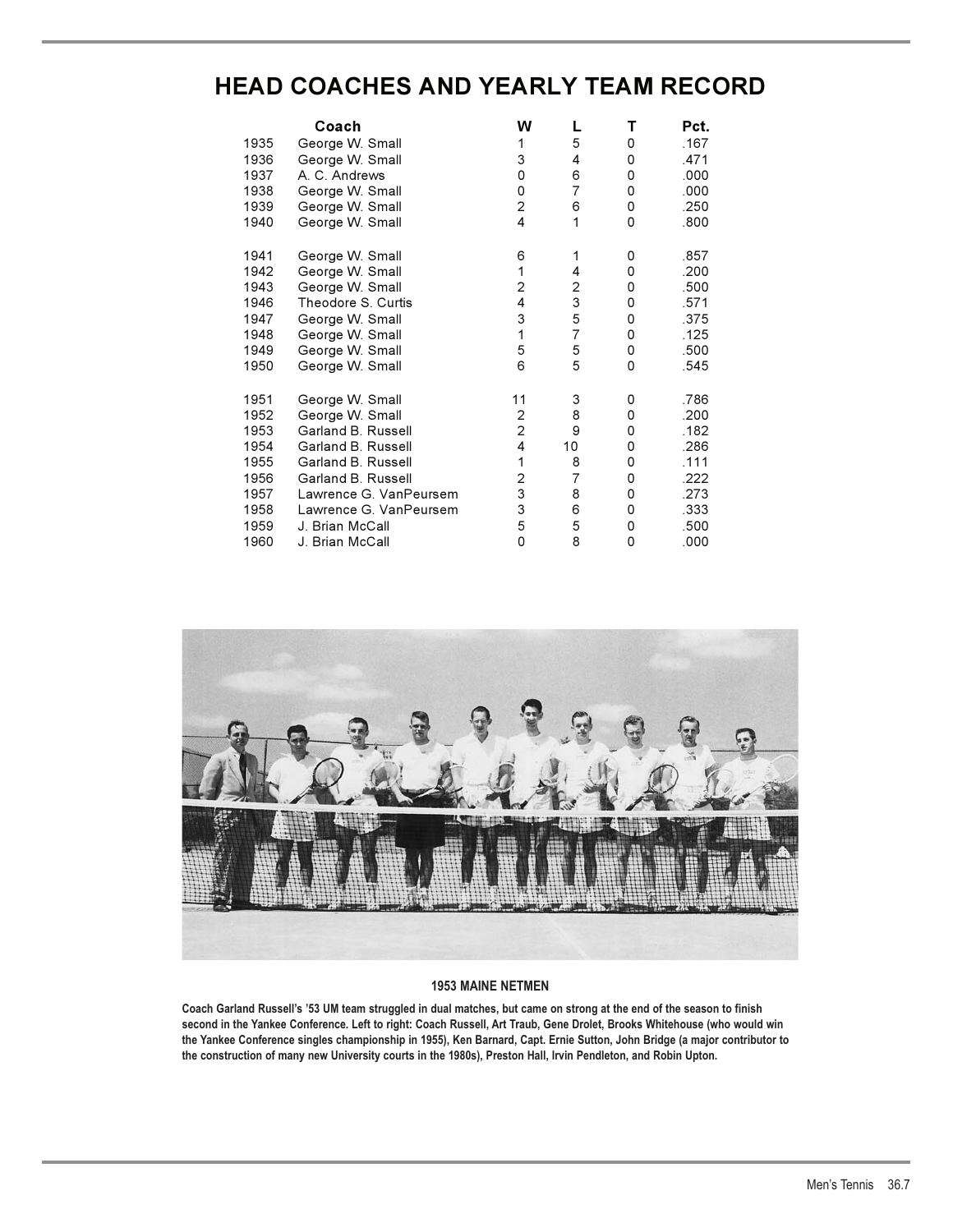# HEAD COACHES AND YEARLY TEAM RECORD

| | Coach | W | L | T | Pct. |
|---|---|---|---|---|---|
| 1935 | George W. Small | 1 | 5 | 0 | .167 |
| 1936 | George W. Small | 3 | 4 | 0 | .471 |
| 1937 | A. C. Andrews | 0 | 6 | 0 | .000 |
| 1938 | George W. Small | 0 | 7 | 0 | .000 |
| 1939 | George W. Small | 2 | 6 | 0 | .250 |
| 1940 | George W. Small | 4 | 1 | 0 | .800 |
| 1941 | George W. Small | 6 | 1 | 0 | .857 |
| 1942 | George W. Small | 1 | 4 | 0 | .200 |
| 1943 | George W. Small | 2 | 2 | 0 | .500 |
| 1946 | Theodore S. Curtis | 4 | 3 | 0 | .571 |
| 1947 | George W. Small | 3 | 5 | 0 | .375 |
| 1948 | George W. Small | 1 | 7 | 0 | .125 |
| 1949 | George W. Small | 5 | 5 | 0 | .500 |
| 1950 | George W. Small | 6 | 5 | 0 | .545 |
| 1951 | George W. Small | 11 | 3 | 0 | .786 |
| 1952 | George W. Small | 2 | 8 | 0 | .200 |
| 1953 | Garland B. Russell | 2 | 9 | 0 | .182 |
| 1954 | Garland B. Russell | 4 | 10 | 0 | .286 |
| 1955 | Garland B. Russell | 1 | 8 | 0 | .111 |
| 1956 | Garland B. Russell | 2 | 7 | 0 | .222 |
| 1957 | Lawrence G. VanPeursem | 3 | 8 | 0 | .273 |
| 1958 | Lawrence G. VanPeursem | 3 | 6 | 0 | .333 |
| 1959 | J. Brian McCall | 5 | 5 | 0 | .500 |
| 1960 | J. Brian McCall | 0 | 8 | 0 | .000 |

**1953 MAINE NETMEN**

**Coach Garland Russell's '53 UM team struggled in dual matches, but came on strong at the end of the season to finish second in the Yankee Conference. Left to right: Coach Russell, Art Traub, Gene Drolet, Brooks Whitehouse (who would win the Yankee Conference singles championship in 1955), Ken Barnard, Capt. Ernie Sutton, John Bridge (a major contributor to the construction of many new University courts in the 1980s), Preston Hall, Irvin Pendleton, and Robin Upton.**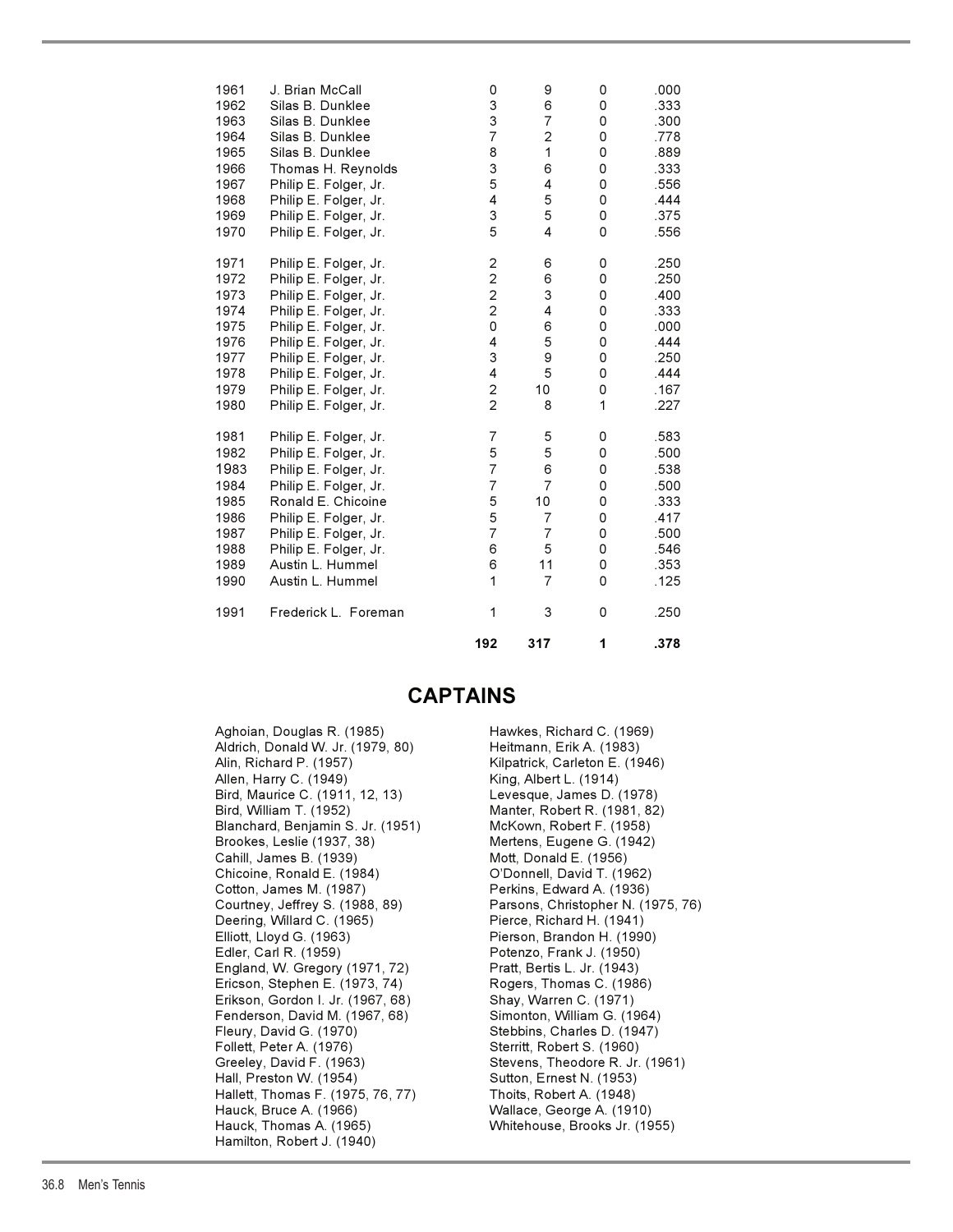| Year | Coach | W | L | T | Pct. |
|---|---|---|---|---|---|
| 1961 | J. Brian McCall | 0 | 9 | 0 | .000 |
| 1962 | Silas B. Dunklee | 3 | 6 | 0 | .333 |
| 1963 | Silas B. Dunklee | 3 | 7 | 0 | .300 |
| 1964 | Silas B. Dunklee | 7 | 2 | 0 | .778 |
| 1965 | Silas B. Dunklee | 8 | 1 | 0 | .889 |
| 1966 | Thomas H. Reynolds | 3 | 6 | 0 | .333 |
| 1967 | Philip E. Folger, Jr. | 5 | 4 | 0 | .556 |
| 1968 | Philip E. Folger, Jr. | 4 | 5 | 0 | .444 |
| 1969 | Philip E. Folger, Jr. | 3 | 5 | 0 | .375 |
| 1970 | Philip E. Folger, Jr. | 5 | 4 | 0 | .556 |
| 1971 | Philip E. Folger, Jr. | 2 | 6 | 0 | .250 |
| 1972 | Philip E. Folger, Jr. | 2 | 6 | 0 | .250 |
| 1973 | Philip E. Folger, Jr. | 2 | 3 | 0 | .400 |
| 1974 | Philip E. Folger, Jr. | 2 | 4 | 0 | .333 |
| 1975 | Philip E. Folger, Jr. | 0 | 6 | 0 | .000 |
| 1976 | Philip E. Folger, Jr. | 4 | 5 | 0 | .444 |
| 1977 | Philip E. Folger, Jr. | 3 | 9 | 0 | .250 |
| 1978 | Philip E. Folger, Jr. | 4 | 5 | 0 | .444 |
| 1979 | Philip E. Folger, Jr. | 2 | 10 | 0 | .167 |
| 1980 | Philip E. Folger, Jr. | 2 | 8 | 1 | .227 |
| 1981 | Philip E. Folger, Jr. | 7 | 5 | 0 | .583 |
| 1982 | Philip E. Folger, Jr. | 5 | 5 | 0 | .500 |
| 1983 | Philip E. Folger, Jr. | 7 | 6 | 0 | .538 |
| 1984 | Philip E. Folger, Jr. | 7 | 7 | 0 | .500 |
| 1985 | Ronald E. Chicoine | 5 | 10 | 0 | .333 |
| 1986 | Philip E. Folger, Jr. | 5 | 7 | 0 | .417 |
| 1987 | Philip E. Folger, Jr. | 7 | 7 | 0 | .500 |
| 1988 | Philip E. Folger, Jr. | 6 | 5 | 0 | .546 |
| 1989 | Austin L. Hummel | 6 | 11 | 0 | .353 |
| 1990 | Austin L. Hummel | 1 | 7 | 0 | .125 |
| 1991 | Frederick L. Foreman | 1 | 3 | 0 | .250 |
| | | **192** | **317** | **1** | **.378** |

# CAPTAINS

Aghoian, Douglas R. (1985)
Aldrich, Donald W. Jr. (1979, 80)
Alin, Richard P. (1957)
Allen, Harry C. (1949)
Bird, Maurice C. (1911, 12, 13)
Bird, William T. (1952)
Blanchard, Benjamin S. Jr. (1951)
Brookes, Leslie (1937, 38)
Cahill, James B. (1939)
Chicoine, Ronald E. (1984)
Cotton, James M. (1987)
Courtney, Jeffrey S. (1988, 89)
Deering, Willard C. (1965)
Elliott, Lloyd G. (1963)
Edler, Carl R. (1959)
England, W. Gregory (1971, 72)
Ericson, Stephen E. (1973, 74)
Erikson, Gordon I. Jr. (1967, 68)
Fenderson, David M. (1967, 68)
Fleury, David G. (1970)
Follett, Peter A. (1976)
Greeley, David F. (1963)
Hall, Preston W. (1954)
Hallett, Thomas F. (1975, 76, 77)
Hauck, Bruce A. (1966)
Hauck, Thomas A. (1965)
Hamilton, Robert J. (1940)
Hawkes, Richard C. (1969)
Heitmann, Erik A. (1983)
Kilpatrick, Carleton E. (1946)
King, Albert L. (1914)
Levesque, James D. (1978)
Manter, Robert R. (1981, 82)
McKown, Robert F. (1958)
Mertens, Eugene G. (1942)
Mott, Donald E. (1956)
O'Donnell, David T. (1962)
Perkins, Edward A. (1936)
Parsons, Christopher N. (1975, 76)
Pierce, Richard H. (1941)
Pierson, Brandon H. (1990)
Potenzo, Frank J. (1950)
Pratt, Bertis L. Jr. (1943)
Rogers, Thomas C. (1986)
Shay, Warren C. (1971)
Simonton, William G. (1964)
Stebbins, Charles D. (1947)
Sterritt, Robert S. (1960)
Stevens, Theodore R. Jr. (1961)
Sutton, Ernest N. (1953)
Thoits, Robert A. (1948)
Wallace, George A. (1910)
Whitehouse, Brooks Jr. (1955)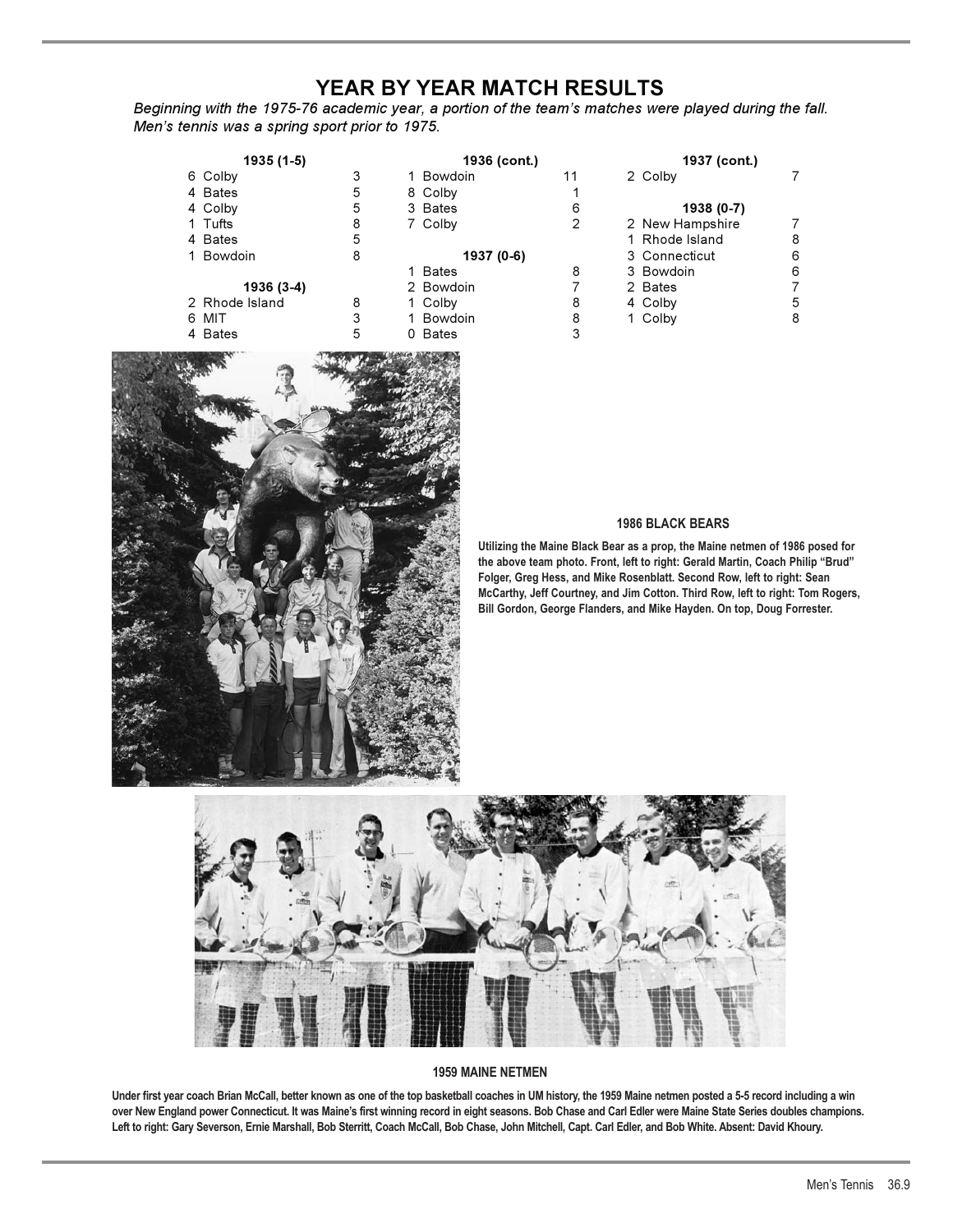# YEAR BY YEAR MATCH RESULTS

*Beginning with the 1975-76 academic year, a portion of the team's matches were played during the fall. Men's tennis was a spring sport prior to 1975.*

**1935 (1-5)**

| | | |
|---|---|---|
| 6 | Colby | 3 |
| 4 | Bates | 5 |
| 4 | Colby | 5 |
| 1 | Tufts | 8 |
| 4 | Bates | 5 |
| 1 | Bowdoin | 8 |

**1936 (3-4)**

| | | |
|---|---|---|
| 2 | Rhode Island | 8 |
| 6 | MIT | 3 |
| 4 | Bates | 5 |
| 1 | Bowdoin | 11 |
| 8 | Colby | 1 |
| 3 | Bates | 6 |
| 7 | Colby | 2 |

**1937 (0-6)**

| | | |
|---|---|---|
| 1 | Bates | 8 |
| 2 | Bowdoin | 7 |
| 1 | Colby | 8 |
| 1 | Bowdoin | 8 |
| 0 | Bates | 3 |
| 2 | Colby | 7 |

**1938 (0-7)**

| | | |
|---|---|---|
| 2 | New Hampshire | 7 |
| 1 | Rhode Island | 8 |
| 3 | Connecticut | 6 |
| 3 | Bowdoin | 6 |
| 2 | Bates | 7 |
| 4 | Colby | 5 |
| 1 | Colby | 8 |

**1986 BLACK BEARS**

**Utilizing the Maine Black Bear as a prop, the Maine netmen of 1986 posed for the above team photo. Front, left to right: Gerald Martin, Coach Philip "Brud" Folger, Greg Hess, and Mike Rosenblatt. Second Row, left to right: Sean McCarthy, Jeff Courtney, and Jim Cotton. Third Row, left to right: Tom Rogers, Bill Gordon, George Flanders, and Mike Hayden. On top, Doug Forrester.**

**1959 MAINE NETMEN**

**Under first year coach Brian McCall, better known as one of the top basketball coaches in UM history, the 1959 Maine netmen posted a 5-5 record including a win over New England power Connecticut. It was Maine's first winning record in eight seasons. Bob Chase and Carl Edler were Maine State Series doubles champions. Left to right: Gary Severson, Ernie Marshall, Bob Sterritt, Coach McCall, Bob Chase, John Mitchell, Capt. Carl Edler, and Bob White. Absent: David Khoury.**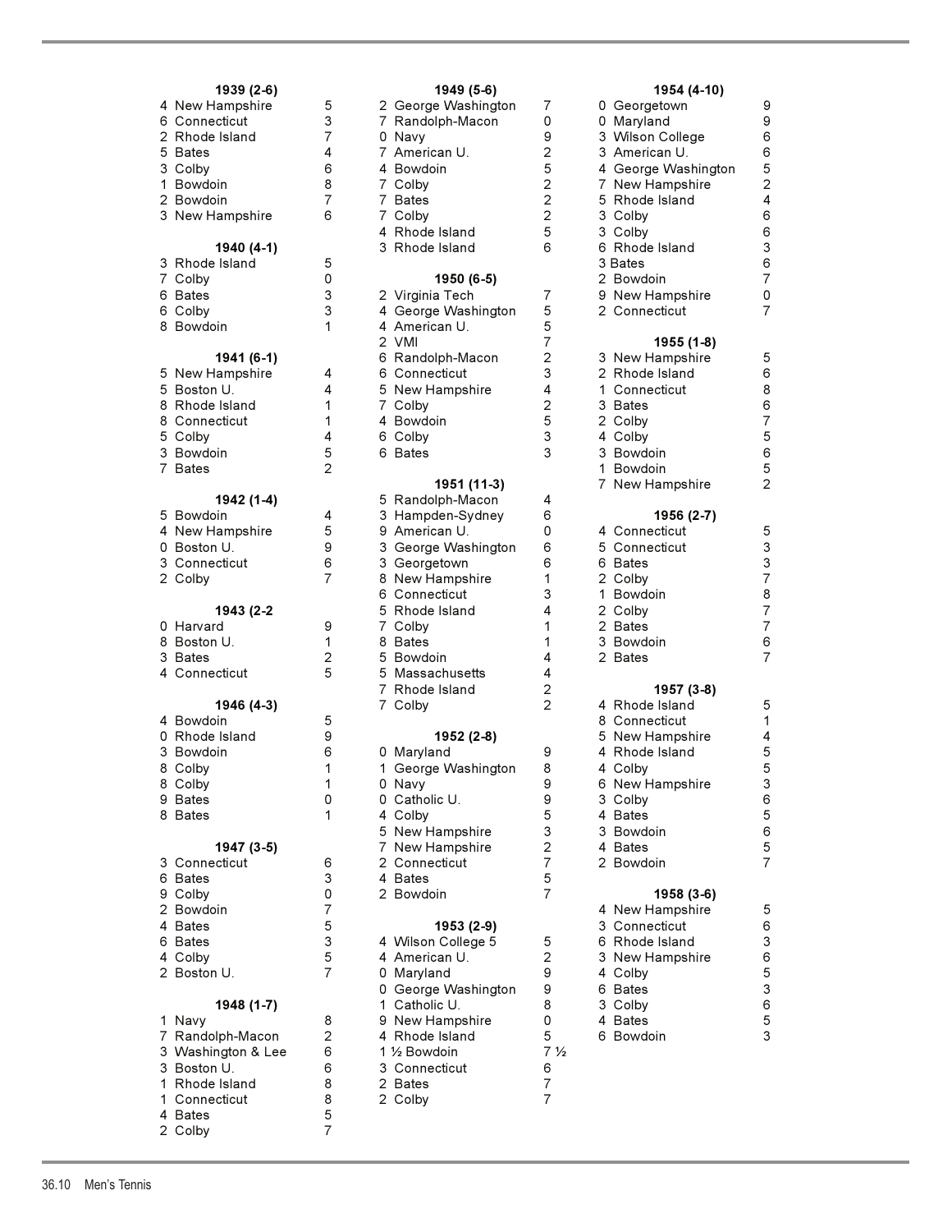**1939 (2-6)**
4 New Hampshire 5
6 Connecticut 3
2 Rhode Island 7
5 Bates 4
3 Colby 6
1 Bowdoin 8
2 Bowdoin 7
3 New Hampshire 6

**1940 (4-1)**
3 Rhode Island 5
7 Colby 0
6 Bates 3
6 Colby 3
8 Bowdoin 1

**1941 (6-1)**
5 New Hampshire 4
5 Boston U. 4
8 Rhode Island 1
8 Connecticut 1
5 Colby 4
3 Bowdoin 5
7 Bates 2

**1942 (1-4)**
5 Bowdoin 4
4 New Hampshire 5
0 Boston U. 9
3 Connecticut 6
2 Colby 7

**1943 (2-2**
0 Harvard 9
8 Boston U. 1
3 Bates 2
4 Connecticut 5

**1946 (4-3)**
4 Bowdoin 5
0 Rhode Island 9
3 Bowdoin 6
8 Colby 1
8 Colby 1
9 Bates 0
8 Bates 1

**1947 (3-5)**
3 Connecticut 6
6 Bates 3
9 Colby 0
2 Bowdoin 7
4 Bates 5
6 Bates 3
4 Colby 5
2 Boston U. 7

**1948 (1-7)**
1 Navy 8
7 Randolph-Macon 2
3 Washington & Lee 6
3 Boston U. 6
1 Rhode Island 8
1 Connecticut 8
4 Bates 5
2 Colby 7

**1949 (5-6)**
2 George Washington 7
7 Randolph-Macon 0
0 Navy 9
7 American U. 2
4 Bowdoin 5
7 Colby 2
7 Bates 2
7 Colby 2
4 Rhode Island 5
3 Rhode Island 6

**1950 (6-5)**
2 Virginia Tech 7
4 George Washington 5
4 American U. 5
2 VMI 7
6 Randolph-Macon 2
6 Connecticut 3
5 New Hampshire 4
7 Colby 2
4 Bowdoin 5
6 Colby 3
6 Bates 3

**1951 (11-3)**
5 Randolph-Macon 4
3 Hampden-Sydney 6
9 American U. 0
3 George Washington 6
3 Georgetown 6
8 New Hampshire 1
6 Connecticut 3
5 Rhode Island 4
7 Colby 1
8 Bates 1
5 Bowdoin 4
5 Massachusetts 4
7 Rhode Island 2
7 Colby 2

**1952 (2-8)**
0 Maryland 9
1 George Washington 8
0 Navy 9
0 Catholic U. 9
4 Colby 5
5 New Hampshire 3
7 New Hampshire 2
2 Connecticut 7
4 Bates 5
2 Bowdoin 7

**1953 (2-9)**
4 Wilson College 5 5
4 American U. 2
0 Maryland 9
0 George Washington 9
1 Catholic U. 8
9 New Hampshire 0
4 Rhode Island 5
1 ½ Bowdoin 7 ½
3 Connecticut 6
2 Bates 7
2 Colby 7

**1954 (4-10)**
0 Georgetown 9
0 Maryland 9
3 Wilson College 6
3 American U. 6
4 George Washington 5
7 New Hampshire 2
5 Rhode Island 4
3 Colby 6
3 Colby 6
6 Rhode Island 3
3 Bates 6
2 Bowdoin 7
9 New Hampshire 0
2 Connecticut 7

**1955 (1-8)**
3 New Hampshire 5
2 Rhode Island 6
1 Connecticut 8
3 Bates 6
2 Colby 7
4 Colby 5
3 Bowdoin 6
1 Bowdoin 5
7 New Hampshire 2

**1956 (2-7)**
4 Connecticut 5
5 Connecticut 3
6 Bates 3
2 Colby 7
1 Bowdoin 8
2 Colby 7
2 Bates 7
3 Bowdoin 6
2 Bates 7

**1957 (3-8)**
4 Rhode Island 5
8 Connecticut 1
5 New Hampshire 4
4 Rhode Island 5
4 Colby 5
6 New Hampshire 3
3 Colby 6
4 Bates 5
3 Bowdoin 6
4 Bates 5
2 Bowdoin 7

**1958 (3-6)**
4 New Hampshire 5
3 Connecticut 6
6 Rhode Island 3
3 New Hampshire 6
4 Colby 5
6 Bates 3
3 Colby 6
4 Bates 5
6 Bowdoin 3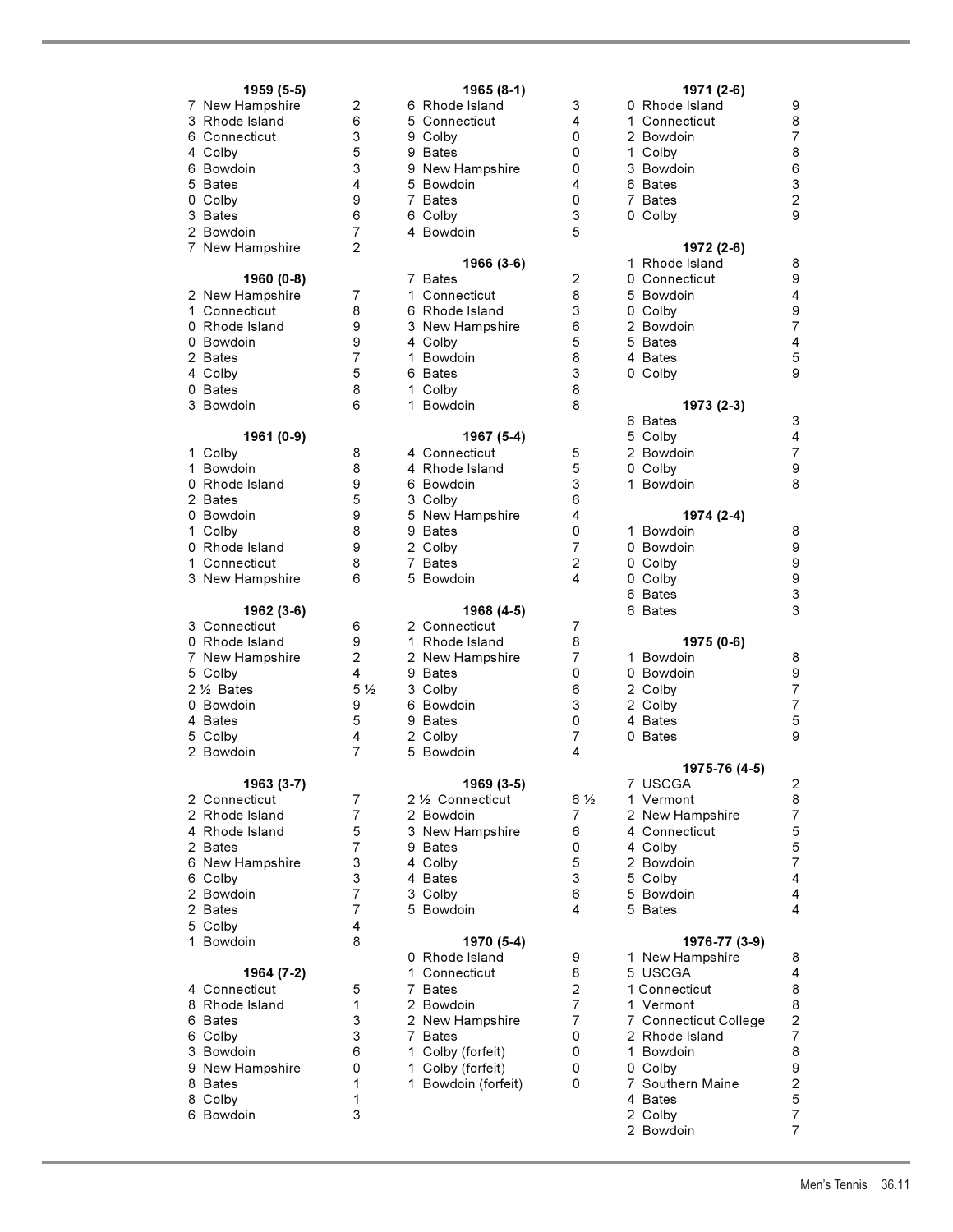**1959 (5-5)**

| Score | Opponent | Opp. |
|---|---|---|
| 7 | New Hampshire | 2 |
| 3 | Rhode Island | 6 |
| 6 | Connecticut | 3 |
| 4 | Colby | 5 |
| 6 | Bowdoin | 3 |
| 5 | Bates | 4 |
| 0 | Colby | 9 |
| 3 | Bates | 6 |
| 2 | Bowdoin | 7 |
| 7 | New Hampshire | 2 |

**1960 (0-8)**

| Score | Opponent | Opp. |
|---|---|---|
| 2 | New Hampshire | 7 |
| 1 | Connecticut | 8 |
| 0 | Rhode Island | 9 |
| 0 | Bowdoin | 9 |
| 2 | Bates | 7 |
| 4 | Colby | 5 |
| 0 | Bates | 8 |
| 3 | Bowdoin | 6 |

**1961 (0-9)**

| Score | Opponent | Opp. |
|---|---|---|
| 1 | Colby | 8 |
| 1 | Bowdoin | 8 |
| 0 | Rhode Island | 9 |
| 2 | Bates | 5 |
| 0 | Bowdoin | 9 |
| 1 | Colby | 8 |
| 0 | Rhode Island | 9 |
| 1 | Connecticut | 8 |
| 3 | New Hampshire | 6 |

**1962 (3-6)**

| Score | Opponent | Opp. |
|---|---|---|
| 3 | Connecticut | 6 |
| 0 | Rhode Island | 9 |
| 7 | New Hampshire | 2 |
| 5 | Colby | 4 |
| 2 ½ | Bates | 5 ½ |
| 0 | Bowdoin | 9 |
| 4 | Bates | 5 |
| 5 | Colby | 4 |
| 2 | Bowdoin | 7 |

**1963 (3-7)**

| Score | Opponent | Opp. |
|---|---|---|
| 2 | Connecticut | 7 |
| 2 | Rhode Island | 7 |
| 4 | Rhode Island | 5 |
| 2 | Bates | 7 |
| 6 | New Hampshire | 3 |
| 6 | Colby | 3 |
| 2 | Bowdoin | 7 |
| 2 | Bates | 7 |
| 5 | Colby | 4 |
| 1 | Bowdoin | 8 |

**1964 (7-2)**

| Score | Opponent | Opp. |
|---|---|---|
| 4 | Connecticut | 5 |
| 8 | Rhode Island | 1 |
| 6 | Bates | 3 |
| 6 | Colby | 3 |
| 3 | Bowdoin | 6 |
| 9 | New Hampshire | 0 |
| 8 | Bates | 1 |
| 8 | Colby | 1 |
| 6 | Bowdoin | 3 |

**1965 (8-1)**

| Score | Opponent | Opp. |
|---|---|---|
| 6 | Rhode Island | 3 |
| 5 | Connecticut | 4 |
| 9 | Colby | 0 |
| 9 | Bates | 0 |
| 9 | New Hampshire | 0 |
| 5 | Bowdoin | 4 |
| 7 | Bates | 0 |
| 6 | Colby | 3 |
| 4 | Bowdoin | 5 |

**1966 (3-6)**

| Score | Opponent | Opp. |
|---|---|---|
| 7 | Bates | 2 |
| 1 | Connecticut | 8 |
| 6 | Rhode Island | 3 |
| 3 | New Hampshire | 6 |
| 4 | Colby | 5 |
| 1 | Bowdoin | 8 |
| 6 | Bates | 3 |
| 1 | Colby | 8 |
| 1 | Bowdoin | 8 |

**1967 (5-4)**

| Score | Opponent | Opp. |
|---|---|---|
| 4 | Connecticut | 5 |
| 4 | Rhode Island | 5 |
| 6 | Bowdoin | 3 |
| 3 | Colby | 6 |
| 5 | New Hampshire | 4 |
| 9 | Bates | 0 |
| 2 | Colby | 7 |
| 7 | Bates | 2 |
| 5 | Bowdoin | 4 |

**1968 (4-5)**

| Score | Opponent | Opp. |
|---|---|---|
| 2 | Connecticut | 7 |
| 1 | Rhode Island | 8 |
| 2 | New Hampshire | 7 |
| 9 | Bates | 0 |
| 3 | Colby | 6 |
| 6 | Bowdoin | 3 |
| 9 | Bates | 0 |
| 2 | Colby | 7 |
| 5 | Bowdoin | 4 |

**1969 (3-5)**

| Score | Opponent | Opp. |
|---|---|---|
| 2 ½ | Connecticut | 6 ½ |
| 2 | Bowdoin | 7 |
| 3 | New Hampshire | 6 |
| 9 | Bates | 0 |
| 4 | Colby | 5 |
| 4 | Bates | 3 |
| 3 | Colby | 6 |
| 5 | Bowdoin | 4 |

**1970 (5-4)**

| Score | Opponent | Opp. |
|---|---|---|
| 0 | Rhode Island | 9 |
| 1 | Connecticut | 8 |
| 7 | Bates | 2 |
| 2 | Bowdoin | 7 |
| 2 | New Hampshire | 7 |
| 7 | Bates | 0 |
| 1 | Colby (forfeit) | 0 |
| 1 | Colby (forfeit) | 0 |
| 1 | Bowdoin (forfeit) | 0 |

**1971 (2-6)**

| Score | Opponent | Opp. |
|---|---|---|
| 0 | Rhode Island | 9 |
| 1 | Connecticut | 8 |
| 2 | Bowdoin | 7 |
| 1 | Colby | 8 |
| 3 | Bowdoin | 6 |
| 6 | Bates | 3 |
| 7 | Bates | 2 |
| 0 | Colby | 9 |

**1972 (2-6)**

| Score | Opponent | Opp. |
|---|---|---|
| 1 | Rhode Island | 8 |
| 0 | Connecticut | 9 |
| 5 | Bowdoin | 4 |
| 0 | Colby | 9 |
| 2 | Bowdoin | 7 |
| 5 | Bates | 4 |
| 4 | Bates | 5 |
| 0 | Colby | 9 |

**1973 (2-3)**

| Score | Opponent | Opp. |
|---|---|---|
| 6 | Bates | 3 |
| 5 | Colby | 4 |
| 2 | Bowdoin | 7 |
| 0 | Colby | 9 |
| 1 | Bowdoin | 8 |

**1974 (2-4)**

| Score | Opponent | Opp. |
|---|---|---|
| 1 | Bowdoin | 8 |
| 0 | Bowdoin | 9 |
| 0 | Colby | 9 |
| 0 | Colby | 9 |
| 6 | Bates | 3 |
| 6 | Bates | 3 |

**1975 (0-6)**

| Score | Opponent | Opp. |
|---|---|---|
| 1 | Bowdoin | 8 |
| 0 | Bowdoin | 9 |
| 2 | Colby | 7 |
| 2 | Colby | 7 |
| 4 | Bates | 5 |
| 0 | Bates | 9 |

**1975-76 (4-5)**

| Score | Opponent | Opp. |
|---|---|---|
| 7 | USCGA | 2 |
| 1 | Vermont | 8 |
| 2 | New Hampshire | 7 |
| 4 | Connecticut | 5 |
| 4 | Colby | 5 |
| 2 | Bowdoin | 7 |
| 5 | Colby | 4 |
| 5 | Bowdoin | 4 |
| 5 | Bates | 4 |

**1976-77 (3-9)**

| Score | Opponent | Opp. |
|---|---|---|
| 1 | New Hampshire | 8 |
| 5 | USCGA | 4 |
| 1 | Connecticut | 8 |
| 1 | Vermont | 8 |
| 7 | Connecticut College | 2 |
| 2 | Rhode Island | 7 |
| 1 | Bowdoin | 8 |
| 0 | Colby | 9 |
| 7 | Southern Maine | 2 |
| 4 | Bates | 5 |
| 2 | Colby | 7 |
| 2 | Bowdoin | 7 |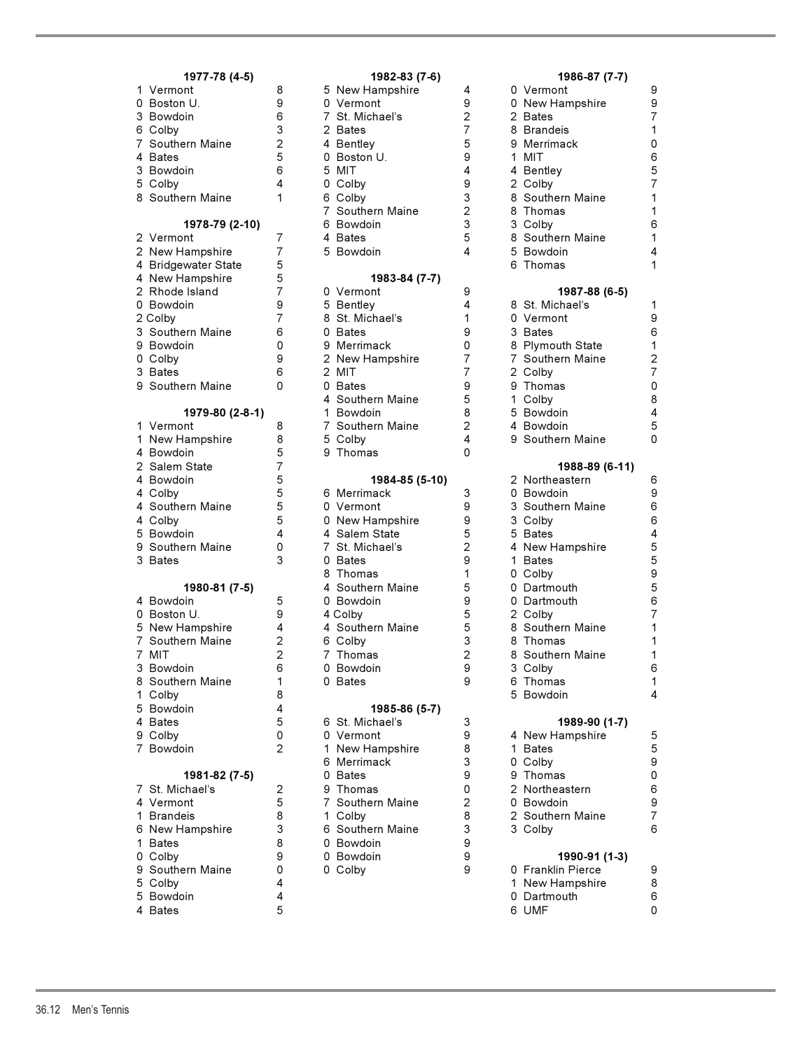### 1977-78 (4-5)

| Score | Opponent | Opp. |
|---|---|---|
| 1 | Vermont | 8 |
| 0 | Boston U. | 9 |
| 3 | Bowdoin | 6 |
| 6 | Colby | 3 |
| 7 | Southern Maine | 2 |
| 4 | Bates | 5 |
| 3 | Bowdoin | 6 |
| 5 | Colby | 4 |
| 8 | Southern Maine | 1 |

### 1978-79 (2-10)

| Score | Opponent | Opp. |
|---|---|---|
| 2 | Vermont | 7 |
| 2 | New Hampshire | 7 |
| 4 | Bridgewater State | 5 |
| 4 | New Hampshire | 5 |
| 2 | Rhode Island | 7 |
| 0 | Bowdoin | 9 |
| 2 | Colby | 7 |
| 3 | Southern Maine | 6 |
| 9 | Bowdoin | 0 |
| 0 | Colby | 9 |
| 3 | Bates | 6 |
| 9 | Southern Maine | 0 |

### 1979-80 (2-8-1)

| Score | Opponent | Opp. |
|---|---|---|
| 1 | Vermont | 8 |
| 1 | New Hampshire | 8 |
| 4 | Bowdoin | 5 |
| 2 | Salem State | 7 |
| 4 | Bowdoin | 5 |
| 4 | Colby | 5 |
| 4 | Southern Maine | 5 |
| 4 | Colby | 5 |
| 5 | Bowdoin | 4 |
| 9 | Southern Maine | 0 |
| 3 | Bates | 3 |

### 1980-81 (7-5)

| Score | Opponent | Opp. |
|---|---|---|
| 4 | Bowdoin | 5 |
| 0 | Boston U. | 9 |
| 5 | New Hampshire | 4 |
| 7 | Southern Maine | 2 |
| 7 | MIT | 2 |
| 3 | Bowdoin | 6 |
| 8 | Southern Maine | 1 |
| 1 | Colby | 8 |
| 5 | Bowdoin | 4 |
| 4 | Bates | 5 |
| 9 | Colby | 0 |
| 7 | Bowdoin | 2 |

### 1981-82 (7-5)

| Score | Opponent | Opp. |
|---|---|---|
| 7 | St. Michael's | 2 |
| 4 | Vermont | 5 |
| 1 | Brandeis | 8 |
| 6 | New Hampshire | 3 |
| 1 | Bates | 8 |
| 0 | Colby | 9 |
| 9 | Southern Maine | 0 |
| 5 | Colby | 4 |
| 5 | Bowdoin | 4 |
| 4 | Bates | 5 |

### 1982-83 (7-6)

| Score | Opponent | Opp. |
|---|---|---|
| 5 | New Hampshire | 4 |
| 0 | Vermont | 9 |
| 7 | St. Michael's | 2 |
| 2 | Bates | 7 |
| 4 | Bentley | 5 |
| 0 | Boston U. | 9 |
| 5 | MIT | 4 |
| 0 | Colby | 9 |
| 6 | Colby | 3 |
| 7 | Southern Maine | 2 |
| 6 | Bowdoin | 3 |
| 4 | Bates | 5 |
| 5 | Bowdoin | 4 |

### 1983-84 (7-7)

| Score | Opponent | Opp. |
|---|---|---|
| 0 | Vermont | 9 |
| 5 | Bentley | 4 |
| 8 | St. Michael's | 1 |
| 0 | Bates | 9 |
| 9 | Merrimack | 0 |
| 2 | New Hampshire | 7 |
| 2 | MIT | 7 |
| 0 | Bates | 9 |
| 4 | Southern Maine | 5 |
| 1 | Bowdoin | 8 |
| 7 | Southern Maine | 2 |
| 5 | Colby | 4 |
| 9 | Thomas | 0 |

### 1984-85 (5-10)

| Score | Opponent | Opp. |
|---|---|---|
| 6 | Merrimack | 3 |
| 0 | Vermont | 9 |
| 0 | New Hampshire | 9 |
| 4 | Salem State | 5 |
| 7 | St. Michael's | 2 |
| 0 | Bates | 9 |
| 8 | Thomas | 1 |
| 4 | Southern Maine | 5 |
| 0 | Bowdoin | 9 |
| 4 | Colby | 5 |
| 4 | Southern Maine | 5 |
| 6 | Colby | 3 |
| 7 | Thomas | 2 |
| 0 | Bowdoin | 9 |
| 0 | Bates | 9 |

### 1985-86 (5-7)

| Score | Opponent | Opp. |
|---|---|---|
| 6 | St. Michael's | 3 |
| 0 | Vermont | 9 |
| 1 | New Hampshire | 8 |
| 6 | Merrimack | 3 |
| 0 | Bates | 9 |
| 9 | Thomas | 0 |
| 7 | Southern Maine | 2 |
| 1 | Colby | 8 |
| 6 | Southern Maine | 3 |
| 0 | Bowdoin | 9 |
| 0 | Bowdoin | 9 |
| 0 | Colby | 9 |

### 1986-87 (7-7)

| Score | Opponent | Opp. |
|---|---|---|
| 0 | Vermont | 9 |
| 0 | New Hampshire | 9 |
| 2 | Bates | 7 |
| 8 | Brandeis | 1 |
| 9 | Merrimack | 0 |
| 1 | MIT | 6 |
| 4 | Bentley | 5 |
| 2 | Colby | 7 |
| 8 | Southern Maine | 1 |
| 8 | Thomas | 1 |
| 3 | Colby | 6 |
| 8 | Southern Maine | 1 |
| 5 | Bowdoin | 4 |
| 6 | Thomas | 1 |

### 1987-88 (6-5)

| Score | Opponent | Opp. |
|---|---|---|
| 8 | St. Michael's | 1 |
| 0 | Vermont | 9 |
| 3 | Bates | 6 |
| 8 | Plymouth State | 1 |
| 7 | Southern Maine | 2 |
| 2 | Colby | 7 |
| 9 | Thomas | 0 |
| 1 | Colby | 8 |
| 5 | Bowdoin | 4 |
| 4 | Bowdoin | 5 |
| 9 | Southern Maine | 0 |

### 1988-89 (6-11)

| Score | Opponent | Opp. |
|---|---|---|
| 2 | Northeastern | 6 |
| 0 | Bowdoin | 9 |
| 3 | Southern Maine | 6 |
| 3 | Colby | 6 |
| 5 | Bates | 4 |
| 4 | New Hampshire | 5 |
| 1 | Bates | 5 |
| 0 | Colby | 9 |
| 0 | Dartmouth | 5 |
| 0 | Dartmouth | 6 |
| 2 | Colby | 7 |
| 8 | Southern Maine | 1 |
| 8 | Thomas | 1 |
| 8 | Southern Maine | 1 |
| 3 | Colby | 6 |
| 6 | Thomas | 1 |
| 5 | Bowdoin | 4 |

### 1989-90 (1-7)

| Score | Opponent | Opp. |
|---|---|---|
| 4 | New Hampshire | 5 |
| 1 | Bates | 5 |
| 0 | Colby | 9 |
| 9 | Thomas | 0 |
| 2 | Northeastern | 6 |
| 0 | Bowdoin | 9 |
| 2 | Southern Maine | 7 |
| 3 | Colby | 6 |

### 1990-91 (1-3)

| Score | Opponent | Opp. |
|---|---|---|
| 0 | Franklin Pierce | 9 |
| 1 | New Hampshire | 8 |
| 0 | Dartmouth | 6 |
| 6 | UMF | 0 |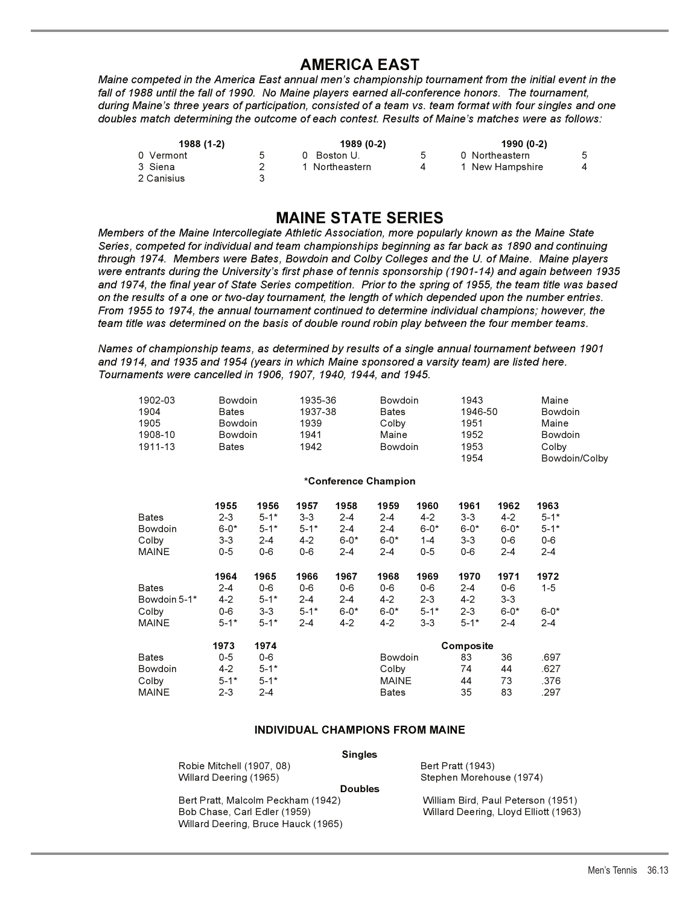# AMERICA EAST

*Maine competed in the America East annual men's championship tournament from the initial event in the fall of 1988 until the fall of 1990. No Maine players earned all-conference honors. The tournament, during Maine's three years of participation, consisted of a team vs. team format with four singles and one doubles match determining the outcome of each contest. Results of Maine's matches were as follows:*

| 1988 (1-2) | | 1989 (0-2) | | 1990 (0-2) | |
|---|---|---|---|---|---|
| 0 Vermont | 5 | 0 Boston U. | 5 | 0 Northeastern | 5 |
| 3 Siena | 2 | 1 Northeastern | 4 | 1 New Hampshire | 4 |
| 2 Canisius | 3 | | | | |

# MAINE STATE SERIES

*Members of the Maine Intercollegiate Athletic Association, more popularly known as the Maine State Series, competed for individual and team championships beginning as far back as 1890 and continuing through 1974. Members were Bates, Bowdoin and Colby Colleges and the U. of Maine. Maine players were entrants during the University's first phase of tennis sponsorship (1901-14) and again between 1935 and 1974, the final year of State Series competition. Prior to the spring of 1955, the team title was based on the results of a one or two-day tournament, the length of which depended upon the number entries. From 1955 to 1974, the annual tournament continued to determine individual champions; however, the team title was determined on the basis of double round robin play between the four member teams.*

*Names of championship teams, as determined by results of a single annual tournament between 1901 and 1914, and 1935 and 1954 (years in which Maine sponsored a varsity team) are listed here. Tournaments were cancelled in 1906, 1907, 1940, 1944, and 1945.*

| | | | | | |
|---|---|---|---|---|---|
| 1902-03 | Bowdoin | 1935-36 | Bowdoin | 1943 | Maine |
| 1904 | Bates | 1937-38 | Bates | 1946-50 | Bowdoin |
| 1905 | Bowdoin | 1939 | Colby | 1951 | Maine |
| 1908-10 | Bowdoin | 1941 | Maine | 1952 | Bowdoin |
| 1911-13 | Bates | 1942 | Bowdoin | 1953 | Colby |
| | | | | 1954 | Bowdoin/Colby |

**\*Conference Champion**

| | 1955 | 1956 | 1957 | 1958 | 1959 | 1960 | 1961 | 1962 | 1963 |
|---|---|---|---|---|---|---|---|---|---|
| Bates | 2-3 | 5-1* | 3-3 | 2-4 | 2-4 | 4-2 | 3-3 | 4-2 | 5-1* |
| Bowdoin | 6-0* | 5-1* | 5-1* | 2-4 | 2-4 | 6-0* | 6-0* | 6-0* | 5-1* |
| Colby | 3-3 | 2-4 | 4-2 | 6-0* | 6-0* | 1-4 | 3-3 | 0-6 | 0-6 |
| MAINE | 0-5 | 0-6 | 0-6 | 2-4 | 2-4 | 0-5 | 0-6 | 2-4 | 2-4 |

| | 1964 | 1965 | 1966 | 1967 | 1968 | 1969 | 1970 | 1971 | 1972 |
|---|---|---|---|---|---|---|---|---|---|
| Bates | 2-4 | 0-6 | 0-6 | 0-6 | 0-6 | 0-6 | 2-4 | 0-6 | 1-5 |
| Bowdoin | 5-1* | 4-2 | 5-1* | 2-4 | 2-4 | 4-2 | 2-3 | 4-2 | 3-3 |
| Colby | 0-6 | 3-3 | 5-1* | 6-0* | 6-0* | 5-1* | 2-3 | 6-0* | 6-0* |
| MAINE | 5-1* | 5-1* | 2-4 | 4-2 | 4-2 | 3-3 | 5-1* | 2-4 | 2-4 |

| | 1973 | 1974 |
|---|---|---|
| Bates | 0-5 | 0-6 |
| Bowdoin | 4-2 | 5-1* |
| Colby | 5-1* | 5-1* |
| MAINE | 2-3 | 2-4 |

**Composite**

| | | | |
|---|---|---|---|
| Bowdoin | 83 | 36 | .697 |
| Colby | 74 | 44 | .627 |
| MAINE | 44 | 73 | .376 |
| Bates | 35 | 83 | .297 |

### INDIVIDUAL CHAMPIONS FROM MAINE

**Singles**

Robie Mitchell (1907, 08)
Willard Deering (1965)
Bert Pratt (1943)
Stephen Morehouse (1974)

**Doubles**

Bert Pratt, Malcolm Peckham (1942)
Bob Chase, Carl Edler (1959)
Willard Deering, Bruce Hauck (1965)
William Bird, Paul Peterson (1951)
Willard Deering, Lloyd Elliott (1963)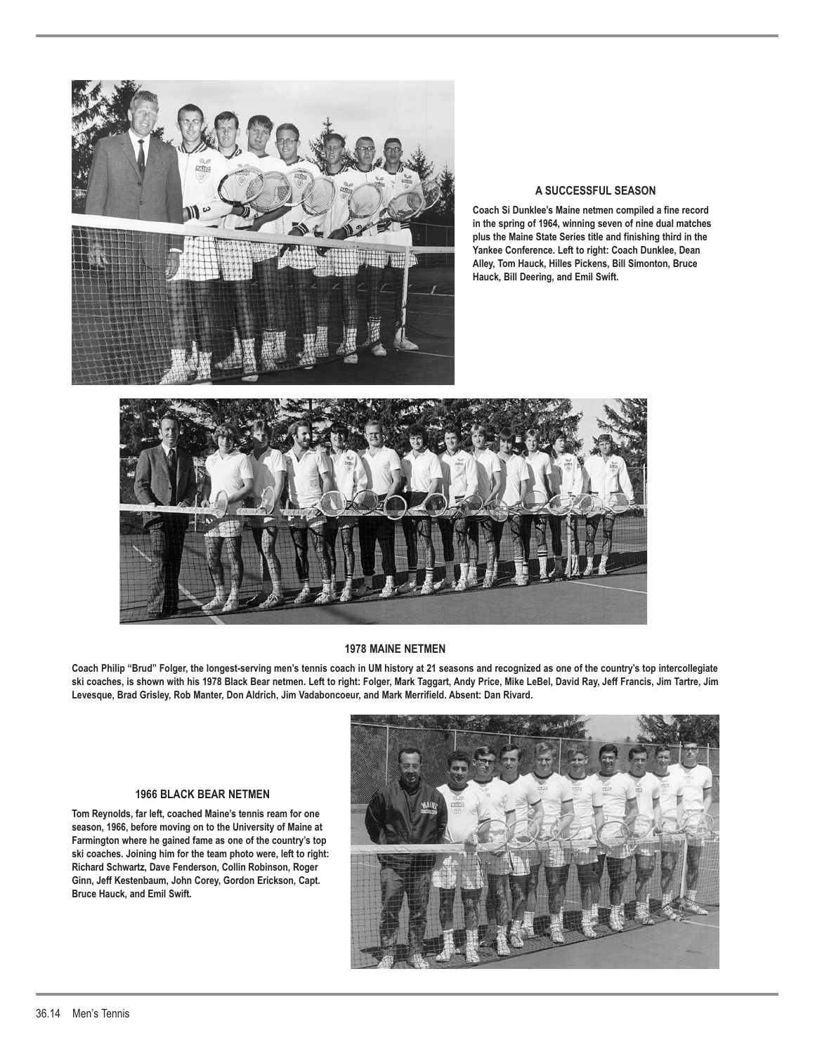### A SUCCESSFUL SEASON

**Coach Si Dunklee's Maine netmen compiled a fine record in the spring of 1964, winning seven of nine dual matches plus the Maine State Series title and finishing third in the Yankee Conference. Left to right: Coach Dunklee, Dean Alley, Tom Hauck, Hilles Pickens, Bill Simonton, Bruce Hauck, Bill Deering, and Emil Swift.**

### 1978 MAINE NETMEN

**Coach Philip "Brud" Folger, the longest-serving men's tennis coach in UM history at 21 seasons and recognized as one of the country's top intercollegiate ski coaches, is shown with his 1978 Black Bear netmen. Left to right: Folger, Mark Taggart, Andy Price, Mike LeBel, David Ray, Jeff Francis, Jim Tartre, Jim Levesque, Brad Grisley, Rob Manter, Don Aldrich, Jim Vadaboncoeur, and Mark Merrifield. Absent: Dan Rivard.**

### 1966 BLACK BEAR NETMEN

**Tom Reynolds, far left, coached Maine's tennis ream for one season, 1966, before moving on to the University of Maine at Farmington where he gained fame as one of the country's top ski coaches. Joining him for the team photo were, left to right: Richard Schwartz, Dave Fenderson, Collin Robinson, Roger Ginn, Jeff Kestenbaum, John Corey, Gordon Erickson, Capt. Bruce Hauck, and Emil Swift.**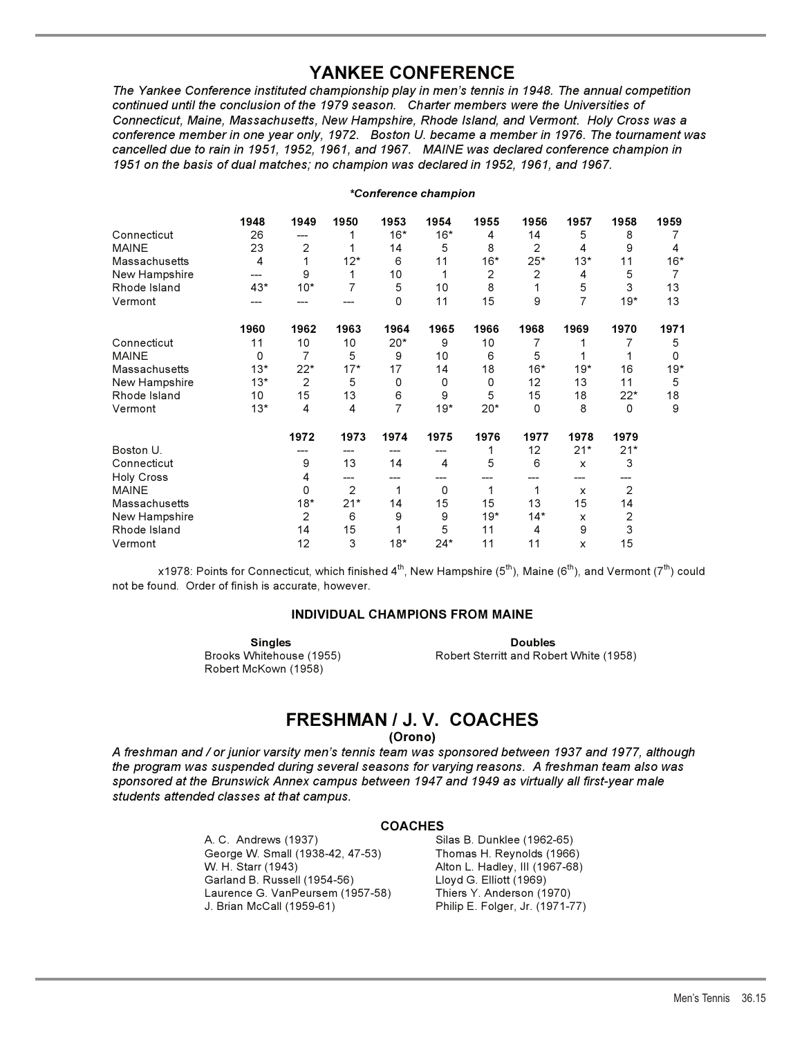# YANKEE CONFERENCE

*The Yankee Conference instituted championship play in men's tennis in 1948. The annual competition continued until the conclusion of the 1979 season. Charter members were the Universities of Connecticut, Maine, Massachusetts, New Hampshire, Rhode Island, and Vermont. Holy Cross was a conference member in one year only, 1972. Boston U. became a member in 1976. The tournament was cancelled due to rain in 1951, 1952, 1961, and 1967. MAINE was declared conference champion in 1951 on the basis of dual matches; no champion was declared in 1952, 1961, and 1967.*

***Conference champion**

| | 1948 | 1949 | 1950 | 1953 | 1954 | 1955 | 1956 | 1957 | 1958 | 1959 |
|---|---|---|---|---|---|---|---|---|---|---|
| Connecticut | 26 | --- | 1 | 16* | 16* | 4 | 14 | 5 | 8 | 7 |
| MAINE | 23 | 2 | 1 | 14 | 5 | 8 | 2 | 4 | 9 | 4 |
| Massachusetts | 4 | 1 | 12* | 6 | 11 | 16* | 25* | 13* | 11 | 16* |
| New Hampshire | --- | 9 | 1 | 10 | 1 | 2 | 2 | 4 | 5 | 7 |
| Rhode Island | 43* | 10* | 7 | 5 | 10 | 8 | 1 | 5 | 3 | 13 |
| Vermont | --- | --- | --- | 0 | 11 | 15 | 9 | 7 | 19* | 13 |

| | 1960 | 1962 | 1963 | 1964 | 1965 | 1966 | 1968 | 1969 | 1970 | 1971 |
|---|---|---|---|---|---|---|---|---|---|---|
| Connecticut | 11 | 10 | 10 | 20* | 9 | 10 | 7 | 1 | 7 | 5 |
| MAINE | 0 | 7 | 5 | 9 | 10 | 6 | 5 | 1 | 1 | 0 |
| Massachusetts | 13* | 22* | 17* | 17 | 14 | 18 | 16* | 19* | 16 | 19* |
| New Hampshire | 13* | 2 | 5 | 0 | 0 | 0 | 12 | 13 | 11 | 5 |
| Rhode Island | 10 | 15 | 13 | 6 | 9 | 5 | 15 | 18 | 22* | 18 |
| Vermont | 13* | 4 | 4 | 7 | 19* | 20* | 0 | 8 | 0 | 9 |

| | 1972 | 1973 | 1974 | 1975 | 1976 | 1977 | 1978 | 1979 |
|---|---|---|---|---|---|---|---|---|
| Boston U. | --- | --- | --- | --- | 1 | 12 | 21* | 21* |
| Connecticut | 9 | 13 | 14 | 4 | 5 | 6 | x | 3 |
| Holy Cross | 4 | --- | --- | --- | --- | --- | --- | --- |
| MAINE | 0 | 2 | 1 | 0 | 1 | 1 | x | 2 |
| Massachusetts | 18* | 21* | 14 | 15 | 15 | 13 | 15 | 14 |
| New Hampshire | 2 | 6 | 9 | 9 | 19* | 14* | x | 2 |
| Rhode Island | 14 | 15 | 1 | 5 | 11 | 4 | 9 | 3 |
| Vermont | 12 | 3 | 18* | 24* | 11 | 11 | x | 15 |

x1978: Points for Connecticut, which finished 4th, New Hampshire (5th), Maine (6th), and Vermont (7th) could not be found. Order of finish is accurate, however.

### INDIVIDUAL CHAMPIONS FROM MAINE

**Singles**
Brooks Whitehouse (1955)
Robert McKown (1958)

**Doubles**
Robert Sterritt and Robert White (1958)

# FRESHMAN / J. V. COACHES
## (Orono)

*A freshman and / or junior varsity men's tennis team was sponsored between 1937 and 1977, although the program was suspended during several seasons for varying reasons. A freshman team also was sponsored at the Brunswick Annex campus between 1947 and 1949 as virtually all first-year male students attended classes at that campus.*

### COACHES

A. C. Andrews (1937)
George W. Small (1938-42, 47-53)
W. H. Starr (1943)
Garland B. Russell (1954-56)
Laurence G. VanPeursem (1957-58)
J. Brian McCall (1959-61)
Silas B. Dunklee (1962-65)
Thomas H. Reynolds (1966)
Alton L. Hadley, III (1967-68)
Lloyd G. Elliott (1969)
Thiers Y. Anderson (1970)
Philip E. Folger, Jr. (1971-77)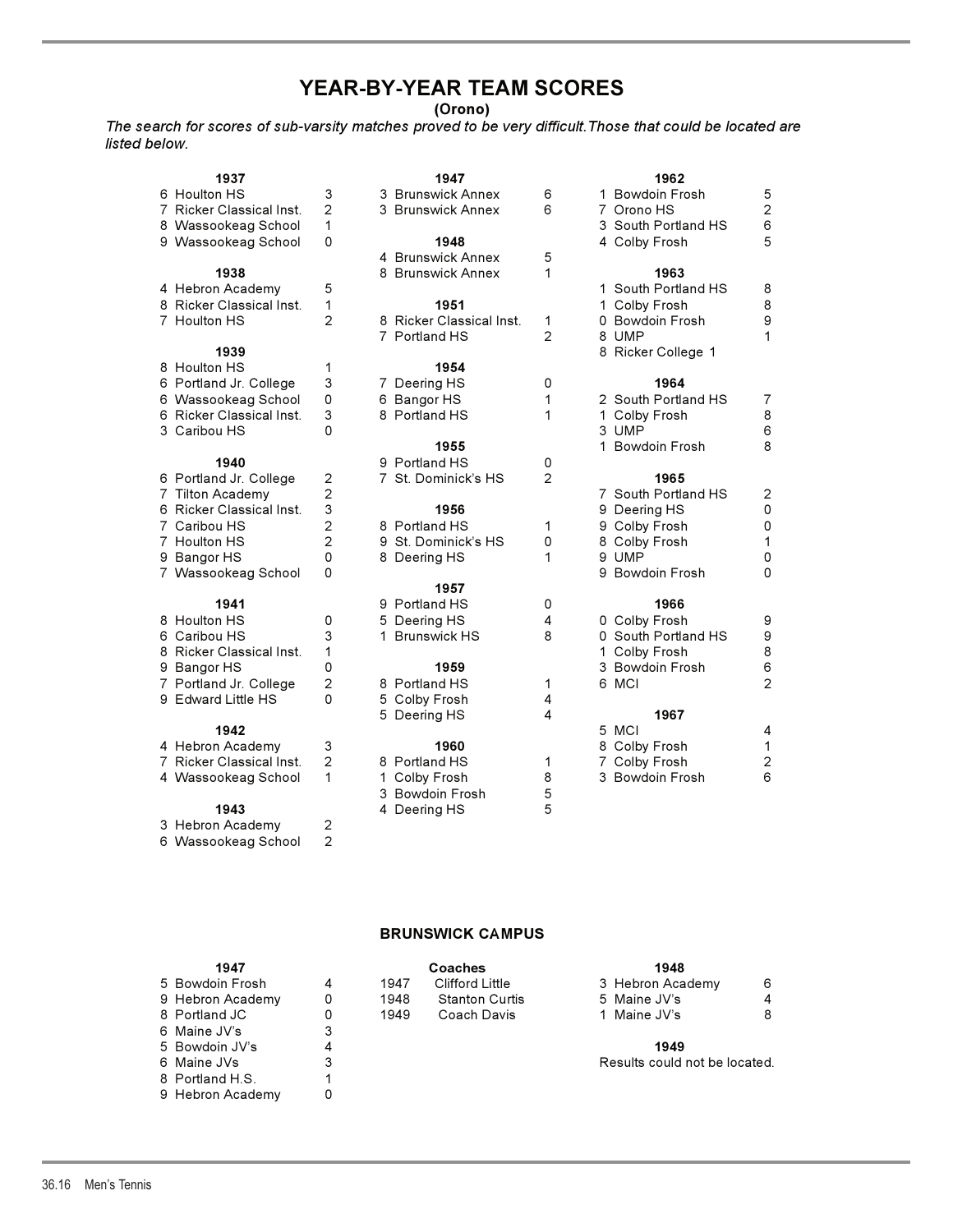# YEAR-BY-YEAR TEAM SCORES

**(Orono)**

*The search for scores of sub-varsity matches proved to be very difficult. Those that could be located are listed below.*

**1937**

| | | |
|---|---|---|
| 6 | Houlton HS | 3 |
| 7 | Ricker Classical Inst. | 2 |
| 8 | Wassookeag School | 1 |
| 9 | Wassookeag School | 0 |

**1938**

| | | |
|---|---|---|
| 4 | Hebron Academy | 5 |
| 8 | Ricker Classical Inst. | 1 |
| 7 | Houlton HS | 2 |

**1939**

| | | |
|---|---|---|
| 8 | Houlton HS | 1 |
| 6 | Portland Jr. College | 3 |
| 6 | Wassookeag School | 0 |
| 6 | Ricker Classical Inst. | 3 |
| 3 | Caribou HS | 0 |

**1940**

| | | |
|---|---|---|
| 6 | Portland Jr. College | 2 |
| 7 | Tilton Academy | 2 |
| 6 | Ricker Classical Inst. | 3 |
| 7 | Caribou HS | 2 |
| 7 | Houlton HS | 2 |
| 9 | Bangor HS | 0 |
| 7 | Wassookeag School | 0 |

**1941**

| | | |
|---|---|---|
| 8 | Houlton HS | 0 |
| 6 | Caribou HS | 3 |
| 8 | Ricker Classical Inst. | 1 |
| 9 | Bangor HS | 0 |
| 7 | Portland Jr. College | 2 |
| 9 | Edward Little HS | 0 |

**1942**

| | | |
|---|---|---|
| 4 | Hebron Academy | 3 |
| 7 | Ricker Classical Inst. | 2 |
| 4 | Wassookeag School | 1 |

**1943**

| | | |
|---|---|---|
| 3 | Hebron Academy | 2 |
| 6 | Wassookeag School | 2 |

**1947**

| | | |
|---|---|---|
| 3 | Brunswick Annex | 6 |
| 3 | Brunswick Annex | 6 |

**1948**

| | | |
|---|---|---|
| 4 | Brunswick Annex | 5 |
| 8 | Brunswick Annex | 1 |

**1951**

| | | |
|---|---|---|
| 8 | Ricker Classical Inst. | 1 |
| 7 | Portland HS | 2 |

**1954**

| | | |
|---|---|---|
| 7 | Deering HS | 0 |
| 6 | Bangor HS | 1 |
| 8 | Portland HS | 1 |

**1955**

| | | |
|---|---|---|
| 9 | Portland HS | 0 |
| 7 | St. Dominick's HS | 2 |

**1956**

| | | |
|---|---|---|
| 8 | Portland HS | 1 |
| 9 | St. Dominick's HS | 0 |
| 8 | Deering HS | 1 |

**1957**

| | | |
|---|---|---|
| 9 | Portland HS | 0 |
| 5 | Deering HS | 4 |
| 1 | Brunswick HS | 8 |

**1959**

| | | |
|---|---|---|
| 8 | Portland HS | 1 |
| 5 | Colby Frosh | 4 |
| 5 | Deering HS | 4 |

**1960**

| | | |
|---|---|---|
| 8 | Portland HS | 1 |
| 1 | Colby Frosh | 8 |
| 3 | Bowdoin Frosh | 5 |
| 4 | Deering HS | 5 |

**1962**

| | | |
|---|---|---|
| 1 | Bowdoin Frosh | 5 |
| 7 | Orono HS | 2 |
| 3 | South Portland HS | 6 |
| 4 | Colby Frosh | 5 |

**1963**

| | | |
|---|---|---|
| 1 | South Portland HS | 8 |
| 1 | Colby Frosh | 8 |
| 0 | Bowdoin Frosh | 9 |
| 8 | UMP | 1 |
| 8 | Ricker College | 1 |

**1964**

| | | |
|---|---|---|
| 2 | South Portland HS | 7 |
| 1 | Colby Frosh | 8 |
| 3 | UMP | 6 |
| 1 | Bowdoin Frosh | 8 |

**1965**

| | | |
|---|---|---|
| 7 | South Portland HS | 2 |
| 9 | Deering HS | 0 |
| 9 | Colby Frosh | 0 |
| 8 | Colby Frosh | 1 |
| 9 | UMP | 0 |
| 9 | Bowdoin Frosh | 0 |

**1966**

| | | |
|---|---|---|
| 0 | Colby Frosh | 9 |
| 0 | South Portland HS | 9 |
| 1 | Colby Frosh | 8 |
| 3 | Bowdoin Frosh | 6 |
| 6 | MCI | 2 |

**1967**

| | | |
|---|---|---|
| 5 | MCI | 4 |
| 8 | Colby Frosh | 1 |
| 7 | Colby Frosh | 2 |
| 3 | Bowdoin Frosh | 6 |

### BRUNSWICK CAMPUS

**1947**

| | | |
|---|---|---|
| 5 | Bowdoin Frosh | 4 |
| 9 | Hebron Academy | 0 |
| 8 | Portland JC | 0 |
| 6 | Maine JV's | 3 |
| 5 | Bowdoin JV's | 4 |
| 6 | Maine JVs | 3 |
| 8 | Portland H.S. | 1 |
| 9 | Hebron Academy | 0 |

**Coaches**

| | |
|---|---|
| 1947 | Clifford Little |
| 1948 | Stanton Curtis |
| 1949 | Coach Davis |

**1948**

| | | |
|---|---|---|
| 3 | Hebron Academy | 6 |
| 5 | Maine JV's | 4 |
| 1 | Maine JV's | 8 |

**1949**

Results could not be located.